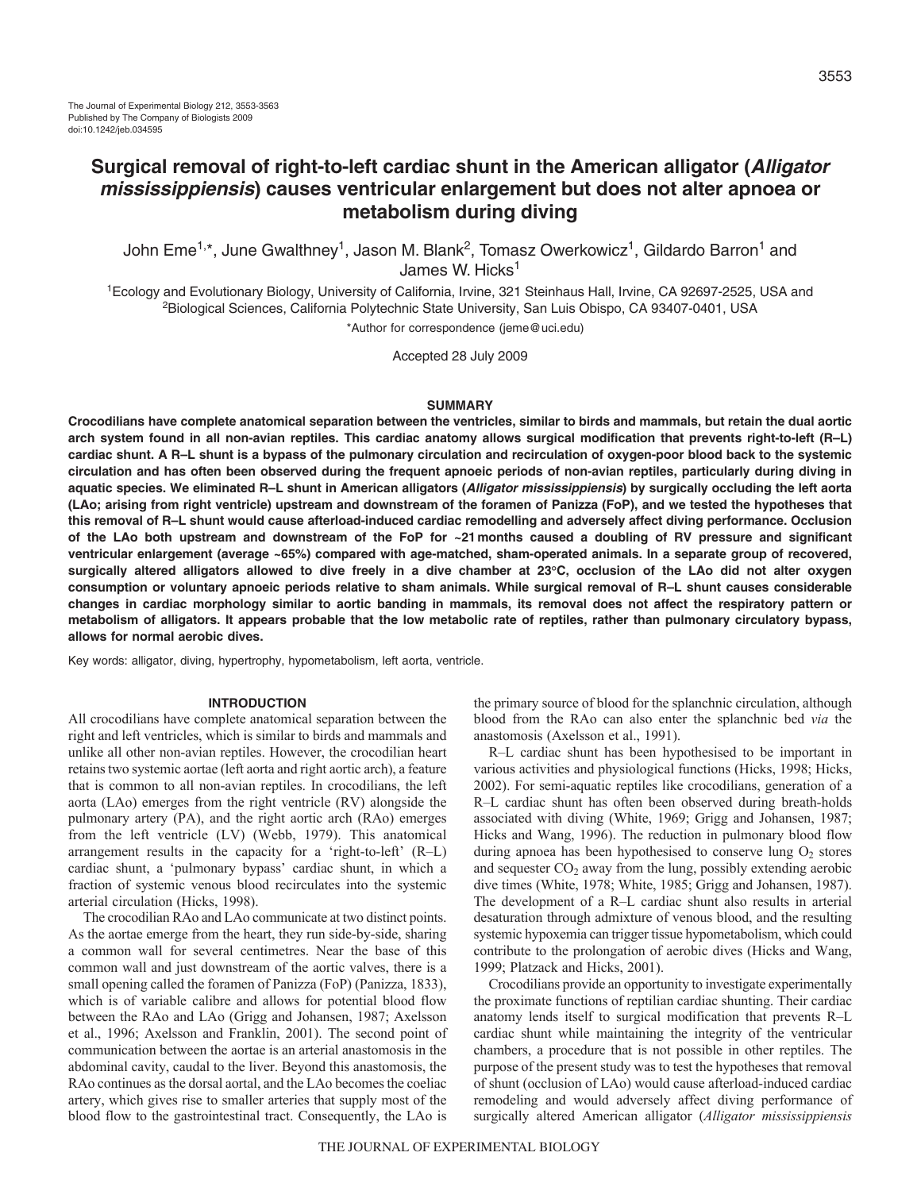The Journal of Experimental Biology 212, 3553-3563
Published by The Company of Biologists 2009
doi:10.1242/jeb.034595

# Surgical removal of right-to-left cardiac shunt in the American alligator (*Alligator mississippiensis*) causes ventricular enlargement but does not alter apnoea or metabolism during diving

John Eme[1,*], June Gwalthney[1], Jason M. Blank[2], Tomasz Owerkowicz[1], Gildardo Barron[1] and James W. Hicks[1]

[1]Ecology and Evolutionary Biology, University of California, Irvine, 321 Steinhaus Hall, Irvine, CA 92697-2525, USA and [2]Biological Sciences, California Polytechnic State University, San Luis Obispo, CA 93407-0401, USA

*Author for correspondence (jeme@uci.edu)

Accepted 28 July 2009

## SUMMARY

**Crocodilians have complete anatomical separation between the ventricles, similar to birds and mammals, but retain the dual aortic arch system found in all non-avian reptiles. This cardiac anatomy allows surgical modification that prevents right-to-left (R–L) cardiac shunt. A R–L shunt is a bypass of the pulmonary circulation and recirculation of oxygen-poor blood back to the systemic circulation and has often been observed during the frequent apnoeic periods of non-avian reptiles, particularly during diving in aquatic species. We eliminated R–L shunt in American alligators (*Alligator mississippiensis*) by surgically occluding the left aorta (LAo; arising from right ventricle) upstream and downstream of the foramen of Panizza (FoP), and we tested the hypotheses that this removal of R–L shunt would cause afterload-induced cardiac remodelling and adversely affect diving performance. Occlusion of the LAo both upstream and downstream of the FoP for ~21 months caused a doubling of RV pressure and significant ventricular enlargement (average ~65%) compared with age-matched, sham-operated animals. In a separate group of recovered, surgically altered alligators allowed to dive freely in a dive chamber at 23°C, occlusion of the LAo did not alter oxygen consumption or voluntary apnoeic periods relative to sham animals. While surgical removal of R–L shunt causes considerable changes in cardiac morphology similar to aortic banding in mammals, its removal does not affect the respiratory pattern or metabolism of alligators. It appears probable that the low metabolic rate of reptiles, rather than pulmonary circulatory bypass, allows for normal aerobic dives.**

Key words: alligator, diving, hypertrophy, hypometabolism, left aorta, ventricle.

## INTRODUCTION

All crocodilians have complete anatomical separation between the right and left ventricles, which is similar to birds and mammals and unlike all other non-avian reptiles. However, the crocodilian heart retains two systemic aortae (left aorta and right aortic arch), a feature that is common to all non-avian reptiles. In crocodilians, the left aorta (LAo) emerges from the right ventricle (RV) alongside the pulmonary artery (PA), and the right aortic arch (RAo) emerges from the left ventricle (LV) (Webb, 1979). This anatomical arrangement results in the capacity for a 'right-to-left' (R–L) cardiac shunt, a 'pulmonary bypass' cardiac shunt, in which a fraction of systemic venous blood recirculates into the systemic arterial circulation (Hicks, 1998).

The crocodilian RAo and LAo communicate at two distinct points. As the aortae emerge from the heart, they run side-by-side, sharing a common wall for several centimetres. Near the base of this common wall and just downstream of the aortic valves, there is a small opening called the foramen of Panizza (FoP) (Panizza, 1833), which is of variable calibre and allows for potential blood flow between the RAo and LAo (Grigg and Johansen, 1987; Axelsson et al., 1996; Axelsson and Franklin, 2001). The second point of communication between the aortae is an arterial anastomosis in the abdominal cavity, caudal to the liver. Beyond this anastomosis, the RAo continues as the dorsal aorta, and the LAo becomes the coeliac artery, which gives rise to smaller arteries that supply most of the blood flow to the gastrointestinal tract. Consequently, the LAo is the primary source of blood for the splanchnic circulation, although blood from the RAo can also enter the splanchnic bed *via* the anastomosis (Axelsson et al., 1991).

R–L cardiac shunt has been hypothesised to be important in various activities and physiological functions (Hicks, 1998; Hicks, 2002). For semi-aquatic reptiles like crocodilians, generation of a R–L cardiac shunt has often been observed during breath-holds associated with diving (White, 1969; Grigg and Johansen, 1987; Hicks and Wang, 1996). The reduction in pulmonary blood flow during apnoea has been hypothesised to conserve lung $O_2$ stores and sequester $CO_2$ away from the lung, possibly extending aerobic dive times (White, 1978; White, 1985; Grigg and Johansen, 1987). The development of a R–L cardiac shunt also results in arterial desaturation through admixture of venous blood, and the resulting systemic hypoxemia can trigger tissue hypometabolism, which could contribute to the prolongation of aerobic dives (Hicks and Wang, 1999; Platzack and Hicks, 2001).

Crocodilians provide an opportunity to investigate experimentally the proximate functions of reptilian cardiac shunting. Their cardiac anatomy lends itself to surgical modification that prevents R–L cardiac shunt while maintaining the integrity of the ventricular chambers, a procedure that is not possible in other reptiles. The purpose of the present study was to test the hypotheses that removal of shunt (occlusion of LAo) would cause afterload-induced cardiac remodeling and would adversely affect diving performance of surgically altered American alligator (*Alligator mississippiensis*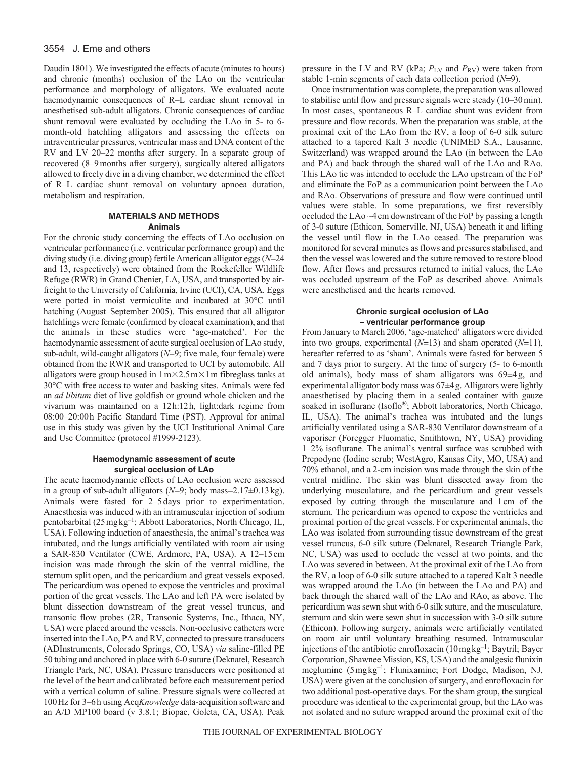Daudin 1801). We investigated the effects of acute (minutes to hours) and chronic (months) occlusion of the LAo on the ventricular performance and morphology of alligators. We evaluated acute haemodynamic consequences of R–L cardiac shunt removal in anesthetised sub-adult alligators. Chronic consequences of cardiac shunt removal were evaluated by occluding the LAo in 5- to 6-month-old hatchling alligators and assessing the effects on intraventricular pressures, ventricular mass and DNA content of the RV and LV 20–22 months after surgery. In a separate group of recovered (8–9 months after surgery), surgically altered alligators allowed to freely dive in a diving chamber, we determined the effect of R–L cardiac shunt removal on voluntary apnoea duration, metabolism and respiration.

## MATERIALS AND METHODS

### Animals

For the chronic study concerning the effects of LAo occlusion on ventricular performance (i.e. ventricular performance group) and the diving study (i.e. diving group) fertile American alligator eggs ($N$=24 and 13, respectively) were obtained from the Rockefeller Wildlife Refuge (RWR) in Grand Chenier, LA, USA, and transported by air-freight to the University of California, Irvine (UCI), CA, USA. Eggs were potted in moist vermiculite and incubated at 30°C until hatching (August–September 2005). This ensured that all alligator hatchlings were female (confirmed by cloacal examination), and that the animals in these studies were 'age-matched'. For the haemodynamic assessment of acute surgical occlusion of LAo study, sub-adult, wild-caught alligators ($N$=9; five male, four female) were obtained from the RWR and transported to UCI by automobile. All alligators were group housed in 1 m×2.5 m×1 m fibreglass tanks at 30°C with free access to water and basking sites. Animals were fed an *ad libitum* diet of live goldfish or ground whole chicken and the vivarium was maintained on a 12 h:12 h, light:dark regime from 08:00–20:00 h Pacific Standard Time (PST). Approval for animal use in this study was given by the UCI Institutional Animal Care and Use Committee (protocol #1999-2123).

### Haemodynamic assessment of acute surgical occlusion of LAo

The acute haemodynamic effects of LAo occlusion were assessed in a group of sub-adult alligators ($N$=9; body mass=2.17±0.13 kg). Animals were fasted for 2–5 days prior to experimentation. Anaesthesia was induced with an intramuscular injection of sodium pentobarbital (25 mg kg$^{-1}$; Abbott Laboratories, North Chicago, IL, USA). Following induction of anaesthesia, the animal's trachea was intubated, and the lungs artificially ventilated with room air using a SAR-830 Ventilator (CWE, Ardmore, PA, USA). A 12–15 cm incision was made through the skin of the ventral midline, the sternum split open, and the pericardium and great vessels exposed. The pericardium was opened to expose the ventricles and proximal portion of the great vessels. The LAo and left PA were isolated by blunt dissection downstream of the great vessel truncus, and transonic flow probes (2R, Transonic Systems, Inc., Ithaca, NY, USA) were placed around the vessels. Non-occlusive catheters were inserted into the LAo, PA and RV, connected to pressure transducers (ADInstruments, Colorado Springs, CO, USA) *via* saline-filled PE 50 tubing and anchored in place with 6-0 suture (Deknatel, Research Triangle Park, NC, USA). Pressure transducers were positioned at the level of the heart and calibrated before each measurement period with a vertical column of saline. Pressure signals were collected at 100 Hz for 3–6 h using Acq*Knowledge* data-acquisition software and an A/D MP100 board (v 3.8.1; Biopac, Goleta, CA, USA). Peak pressure in the LV and RV (kPa; $P_{LV}$ and $P_{RV}$) were taken from stable 1-min segments of each data collection period ($N$=9).

Once instrumentation was complete, the preparation was allowed to stabilise until flow and pressure signals were steady (10–30 min). In most cases, spontaneous R–L cardiac shunt was evident from pressure and flow records. When the preparation was stable, at the proximal exit of the LAo from the RV, a loop of 6-0 silk suture attached to a tapered Kalt 3 needle (UNIMED S.A., Lausanne, Switzerland) was wrapped around the LAo (in between the LAo and PA) and back through the shared wall of the LAo and RAo. This LAo tie was intended to occlude the LAo upstream of the FoP and eliminate the FoP as a communication point between the LAo and RAo. Observations of pressure and flow were continued until values were stable. In some preparations, we first reversibly occluded the LAo ~4 cm downstream of the FoP by passing a length of 3-0 suture (Ethicon, Somerville, NJ, USA) beneath it and lifting the vessel until flow in the LAo ceased. The preparation was monitored for several minutes as flows and pressures stabilised, and then the vessel was lowered and the suture removed to restore blood flow. After flows and pressures returned to initial values, the LAo was occluded upstream of the FoP as described above. Animals were anesthetised and the hearts removed.

### Chronic surgical occlusion of LAo – ventricular performance group

From January to March 2006, 'age-matched' alligators were divided into two groups, experimental ($N$=13) and sham operated ($N$=11), hereafter referred to as 'sham'. Animals were fasted for between 5 and 7 days prior to surgery. At the time of surgery (5- to 6-month old animals), body mass of sham alligators was 69±4 g, and experimental alligator body mass was 67±4 g. Alligators were lightly anaesthetised by placing them in a sealed container with gauze soaked in isoflurane (Isoflo®; Abbott laboratories, North Chicago, IL, USA). The animal's trachea was intubated and the lungs artificially ventilated using a SAR-830 Ventilator downstream of a vaporiser (Foregger Fluomatic, Smithtown, NY, USA) providing 1–2% isoflurane. The animal's ventral surface was scrubbed with Prepodyne (Iodine scrub; WestAgro, Kansas City, MO, USA) and 70% ethanol, and a 2-cm incision was made through the skin of the ventral midline. The skin was blunt dissected away from the underlying musculature, and the pericardium and great vessels exposed by cutting through the musculature and 1 cm of the sternum. The pericardium was opened to expose the ventricles and proximal portion of the great vessels. For experimental animals, the LAo was isolated from surrounding tissue downstream of the great vessel truncus, 6-0 silk suture (Deknatel, Research Triangle Park, NC, USA) was used to occlude the vessel at two points, and the LAo was severed in between. At the proximal exit of the LAo from the RV, a loop of 6-0 silk suture attached to a tapered Kalt 3 needle was wrapped around the LAo (in between the LAo and PA) and back through the shared wall of the LAo and RAo, as above. The pericardium was sewn shut with 6-0 silk suture, and the musculature, sternum and skin were sewn shut in succession with 3-0 silk suture (Ethicon). Following surgery, animals were artificially ventilated on room air until voluntary breathing resumed. Intramuscular injections of the antibiotic enrofloxacin (10 mg kg$^{-1}$; Baytril; Bayer Corporation, Shawnee Mission, KS, USA) and the analgesic flunixin meglumine (5 mg kg$^{-1}$; Flunixamine; Fort Dodge, Madison, NJ, USA) were given at the conclusion of surgery, and enrofloxacin for two additional post-operative days. For the sham group, the surgical procedure was identical to the experimental group, but the LAo was not isolated and no suture wrapped around the proximal exit of the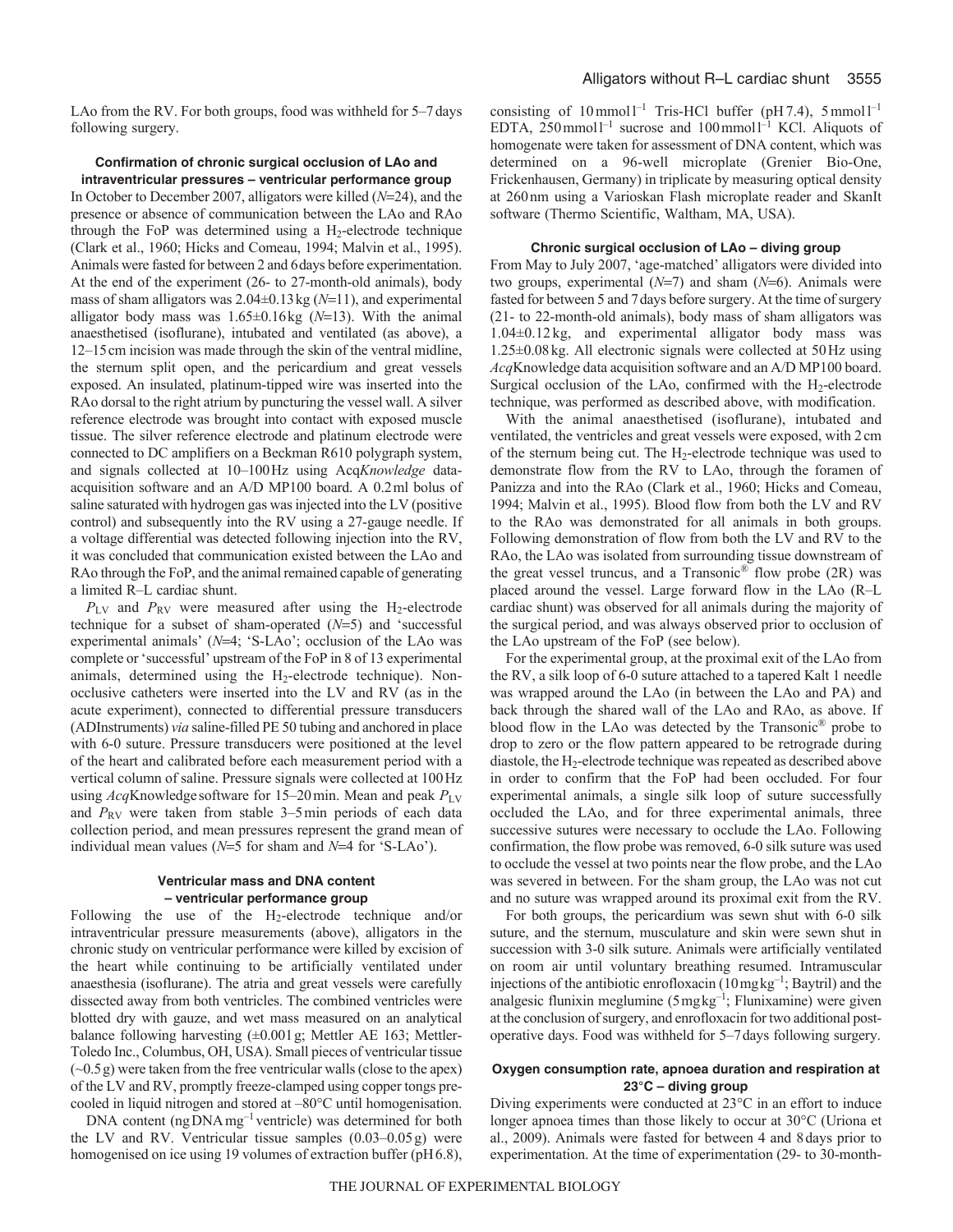LAo from the RV. For both groups, food was withheld for 5–7 days following surgery.

### Confirmation of chronic surgical occlusion of LAo and intraventricular pressures – ventricular performance group

In October to December 2007, alligators were killed ($N$=24), and the presence or absence of communication between the LAo and RAo through the FoP was determined using a $H_2$-electrode technique (Clark et al., 1960; Hicks and Comeau, 1994; Malvin et al., 1995). Animals were fasted for between 2 and 6 days before experimentation. At the end of the experiment (26- to 27-month-old animals), body mass of sham alligators was 2.04±0.13 kg ($N$=11), and experimental alligator body mass was 1.65±0.16 kg ($N$=13). With the animal anaesthetised (isoflurane), intubated and ventilated (as above), a 12–15 cm incision was made through the skin of the ventral midline, the sternum split open, and the pericardium and great vessels exposed. An insulated, platinum-tipped wire was inserted into the RAo dorsal to the right atrium by puncturing the vessel wall. A silver reference electrode was brought into contact with exposed muscle tissue. The silver reference electrode and platinum electrode were connected to DC amplifiers on a Beckman R610 polygraph system, and signals collected at 10–100 Hz using Acq*Knowledge* data-acquisition software and an A/D MP100 board. A 0.2 ml bolus of saline saturated with hydrogen gas was injected into the LV (positive control) and subsequently into the RV using a 27-gauge needle. If a voltage differential was detected following injection into the RV, it was concluded that communication existed between the LAo and RAo through the FoP, and the animal remained capable of generating a limited R–L cardiac shunt.

$P_{LV}$ and $P_{RV}$ were measured after using the $H_2$-electrode technique for a subset of sham-operated ($N$=5) and 'successful experimental animals' ($N$=4; 'S-LAo'; occlusion of the LAo was complete or 'successful' upstream of the FoP in 8 of 13 experimental animals, determined using the $H_2$-electrode technique). Non-occlusive catheters were inserted into the LV and RV (as in the acute experiment), connected to differential pressure transducers (ADInstruments) *via* saline-filled PE 50 tubing and anchored in place with 6-0 suture. Pressure transducers were positioned at the level of the heart and calibrated before each measurement period with a vertical column of saline. Pressure signals were collected at 100 Hz using *Acq*Knowledge software for 15–20 min. Mean and peak $P_{LV}$ and $P_{RV}$ were taken from stable 3–5 min periods of each data collection period, and mean pressures represent the grand mean of individual mean values ($N$=5 for sham and $N$=4 for 'S-LAo').

### Ventricular mass and DNA content – ventricular performance group

Following the use of the $H_2$-electrode technique and/or intraventricular pressure measurements (above), alligators in the chronic study on ventricular performance were killed by excision of the heart while continuing to be artificially ventilated under anaesthesia (isoflurane). The atria and great vessels were carefully dissected away from both ventricles. The combined ventricles were blotted dry with gauze, and wet mass measured on an analytical balance following harvesting (±0.001 g; Mettler AE 163; Mettler-Toledo Inc., Columbus, OH, USA). Small pieces of ventricular tissue (~0.5 g) were taken from the free ventricular walls (close to the apex) of the LV and RV, promptly freeze-clamped using copper tongs pre-cooled in liquid nitrogen and stored at –80°C until homogenisation.

DNA content (ng DNA $mg^{-1}$ ventricle) was determined for both the LV and RV. Ventricular tissue samples (0.03–0.05 g) were homogenised on ice using 19 volumes of extraction buffer (pH 6.8), consisting of 10 mmol $l^{-1}$ Tris-HCl buffer (pH 7.4), 5 mmol $l^{-1}$ EDTA, 250 mmol $l^{-1}$ sucrose and 100 mmol $l^{-1}$ KCl. Aliquots of homogenate were taken for assessment of DNA content, which was determined on a 96-well microplate (Grenier Bio-One, Frickenhausen, Germany) in triplicate by measuring optical density at 260 nm using a Varioskan Flash microplate reader and SkanIt software (Thermo Scientific, Waltham, MA, USA).

### Chronic surgical occlusion of LAo – diving group

From May to July 2007, 'age-matched' alligators were divided into two groups, experimental ($N$=7) and sham ($N$=6). Animals were fasted for between 5 and 7 days before surgery. At the time of surgery (21- to 22-month-old animals), body mass of sham alligators was 1.04±0.12 kg, and experimental alligator body mass was 1.25±0.08 kg. All electronic signals were collected at 50 Hz using *Acq*Knowledge data acquisition software and an A/D MP100 board. Surgical occlusion of the LAo, confirmed with the $H_2$-electrode technique, was performed as described above, with modification.

With the animal anaesthetised (isoflurane), intubated and ventilated, the ventricles and great vessels were exposed, with 2 cm of the sternum being cut. The $H_2$-electrode technique was used to demonstrate flow from the RV to LAo, through the foramen of Panizza and into the RAo (Clark et al., 1960; Hicks and Comeau, 1994; Malvin et al., 1995). Blood flow from both the LV and RV to the RAo was demonstrated for all animals in both groups. Following demonstration of flow from both the LV and RV to the RAo, the LAo was isolated from surrounding tissue downstream of the great vessel truncus, and a Transonic® flow probe (2R) was placed around the vessel. Large forward flow in the LAo (R–L cardiac shunt) was observed for all animals during the majority of the surgical period, and was always observed prior to occlusion of the LAo upstream of the FoP (see below).

For the experimental group, at the proximal exit of the LAo from the RV, a silk loop of 6-0 suture attached to a tapered Kalt 1 needle was wrapped around the LAo (in between the LAo and PA) and back through the shared wall of the LAo and RAo, as above. If blood flow in the LAo was detected by the Transonic® probe to drop to zero or the flow pattern appeared to be retrograde during diastole, the $H_2$-electrode technique was repeated as described above in order to confirm that the FoP had been occluded. For four experimental animals, a single silk loop of suture successfully occluded the LAo, and for three experimental animals, three successive sutures were necessary to occlude the LAo. Following confirmation, the flow probe was removed, 6-0 silk suture was used to occlude the vessel at two points near the flow probe, and the LAo was severed in between. For the sham group, the LAo was not cut and no suture was wrapped around its proximal exit from the RV.

For both groups, the pericardium was sewn shut with 6-0 silk suture, and the sternum, musculature and skin were sewn shut in succession with 3-0 silk suture. Animals were artificially ventilated on room air until voluntary breathing resumed. Intramuscular injections of the antibiotic enrofloxacin (10 mg $kg^{-1}$; Baytril) and the analgesic flunixin meglumine (5 mg $kg^{-1}$; Flunixamine) were given at the conclusion of surgery, and enrofloxacin for two additional post-operative days. Food was withheld for 5–7 days following surgery.

### Oxygen consumption rate, apnoea duration and respiration at 23°C – diving group

Diving experiments were conducted at 23°C in an effort to induce longer apnoea times than those likely to occur at 30°C (Uriona et al., 2009). Animals were fasted for between 4 and 8 days prior to experimentation. At the time of experimentation (29- to 30-month-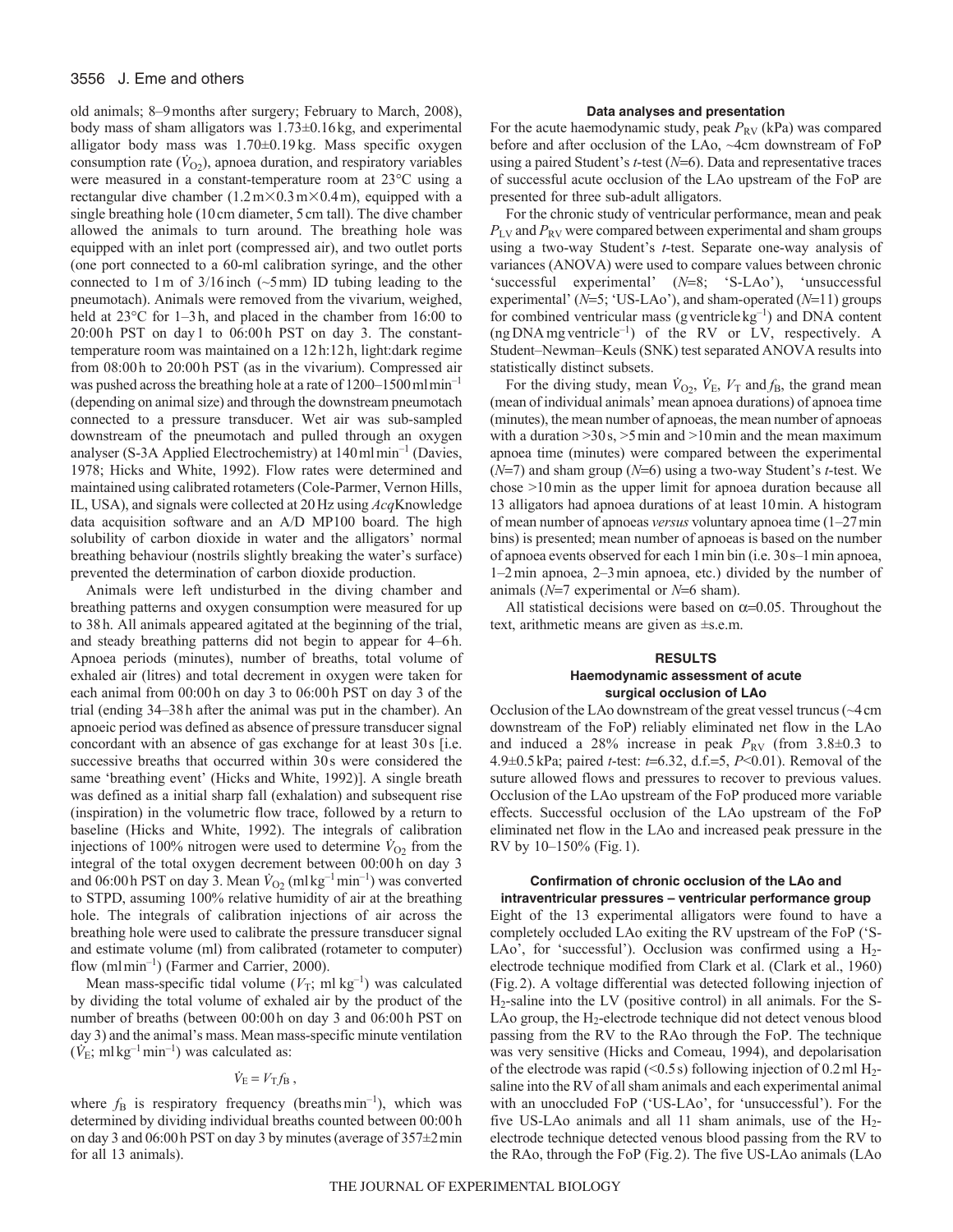old animals; 8–9 months after surgery; February to March, 2008), body mass of sham alligators was 1.73±0.16 kg, and experimental alligator body mass was 1.70±0.19 kg. Mass specific oxygen consumption rate ($\dot{V}_{O_2}$), apnoea duration, and respiratory variables were measured in a constant-temperature room at 23°C using a rectangular dive chamber (1.2 m×0.3 m×0.4 m), equipped with a single breathing hole (10 cm diameter, 5 cm tall). The dive chamber allowed the animals to turn around. The breathing hole was equipped with an inlet port (compressed air), and two outlet ports (one port connected to a 60-ml calibration syringe, and the other connected to 1 m of 3/16 inch (~5 mm) ID tubing leading to the pneumotach). Animals were removed from the vivarium, weighed, held at 23°C for 1–3 h, and placed in the chamber from 16:00 to 20:00 h PST on day 1 to 06:00 h PST on day 3. The constant-temperature room was maintained on a 12 h:12 h, light:dark regime from 08:00 h to 20:00 h PST (as in the vivarium). Compressed air was pushed across the breathing hole at a rate of 1200–1500 ml min$^{-1}$ (depending on animal size) and through the downstream pneumotach connected to a pressure transducer. Wet air was sub-sampled downstream of the pneumotach and pulled through an oxygen analyser (S-3A Applied Electrochemistry) at 140 ml min$^{-1}$ (Davies, 1978; Hicks and White, 1992). Flow rates were determined and maintained using calibrated rotameters (Cole-Parmer, Vernon Hills, IL, USA), and signals were collected at 20 Hz using *Acq*Knowledge data acquisition software and an A/D MP100 board. The high solubility of carbon dioxide in water and the alligators' normal breathing behaviour (nostrils slightly breaking the water's surface) prevented the determination of carbon dioxide production.

Animals were left undisturbed in the diving chamber and breathing patterns and oxygen consumption were measured for up to 38 h. All animals appeared agitated at the beginning of the trial, and steady breathing patterns did not begin to appear for 4–6 h. Apnoea periods (minutes), number of breaths, total volume of exhaled air (litres) and total decrement in oxygen were taken for each animal from 00:00 h on day 3 to 06:00 h PST on day 3 of the trial (ending 34–38 h after the animal was put in the chamber). An apnoeic period was defined as absence of pressure transducer signal concordant with an absence of gas exchange for at least 30 s [i.e. successive breaths that occurred within 30 s were considered the same 'breathing event' (Hicks and White, 1992)]. A single breath was defined as a initial sharp fall (exhalation) and subsequent rise (inspiration) in the volumetric flow trace, followed by a return to baseline (Hicks and White, 1992). The integrals of calibration injections of 100% nitrogen were used to determine $\dot{V}_{O_2}$ from the integral of the total oxygen decrement between 00:00 h on day 3 and 06:00 h PST on day 3. Mean $\dot{V}_{O_2}$ (ml kg$^{-1}$ min$^{-1}$) was converted to STPD, assuming 100% relative humidity of air at the breathing hole. The integrals of calibration injections of air across the breathing hole were used to calibrate the pressure transducer signal and estimate volume (ml) from calibrated (rotameter to computer) flow (ml min$^{-1}$) (Farmer and Carrier, 2000).

Mean mass-specific tidal volume ($V_T$; ml kg$^{-1}$) was calculated by dividing the total volume of exhaled air by the product of the number of breaths (between 00:00 h on day 3 and 06:00 h PST on day 3) and the animal's mass. Mean mass-specific minute ventilation ($\dot{V}_E$; ml kg$^{-1}$ min$^{-1}$) was calculated as:

$$\dot{V}_E = V_T f_B\,,$$

where $f_B$ is respiratory frequency (breaths min$^{-1}$), which was determined by dividing individual breaths counted between 00:00 h on day 3 and 06:00 h PST on day 3 by minutes (average of 357±2 min for all 13 animals).

### Data analyses and presentation

For the acute haemodynamic study, peak $P_{RV}$ (kPa) was compared before and after occlusion of the LAo, ~4 cm downstream of FoP using a paired Student's *t*-test (*N*=6). Data and representative traces of successful acute occlusion of the LAo upstream of the FoP are presented for three sub-adult alligators.

For the chronic study of ventricular performance, mean and peak $P_{LV}$ and $P_{RV}$ were compared between experimental and sham groups using a two-way Student's *t*-test. Separate one-way analysis of variances (ANOVA) were used to compare values between chronic 'successful experimental' (*N*=8; 'S-LAo'), 'unsuccessful experimental' (*N*=5; 'US-LAo'), and sham-operated (*N*=11) groups for combined ventricular mass (g ventricle kg$^{-1}$) and DNA content (ng DNA mg ventricle$^{-1}$) of the RV or LV, respectively. A Student–Newman–Keuls (SNK) test separated ANOVA results into statistically distinct subsets.

For the diving study, mean $\dot{V}_{O_2}$, $\dot{V}_E$, $V_T$ and $f_B$, the grand mean (mean of individual animals' mean apnoea durations) of apnoea time (minutes), the mean number of apnoeas, the mean number of apnoeas with a duration >30 s, >5 min and >10 min and the mean maximum apnoea time (minutes) were compared between the experimental (*N*=7) and sham group (*N*=6) using a two-way Student's *t*-test. We chose >10 min as the upper limit for apnoea duration because all 13 alligators had apnoea durations of at least 10 min. A histogram of mean number of apnoeas *versus* voluntary apnoea time (1–27 min bins) is presented; mean number of apnoeas is based on the number of apnoea events observed for each 1 min bin (i.e. 30 s–1 min apnoea, 1–2 min apnoea, 2–3 min apnoea, etc.) divided by the number of animals (*N*=7 experimental or *N*=6 sham).

All statistical decisions were based on $\alpha$=0.05. Throughout the text, arithmetic means are given as ±s.e.m.

## RESULTS

### Haemodynamic assessment of acute surgical occlusion of LAo

Occlusion of the LAo downstream of the great vessel truncus (~4 cm downstream of the FoP) reliably eliminated net flow in the LAo and induced a 28% increase in peak $P_{RV}$ (from 3.8±0.3 to 4.9±0.5 kPa; paired *t*-test: *t*=6.32, d.f.=5, *P*<0.01). Removal of the suture allowed flows and pressures to recover to previous values. Occlusion of the LAo upstream of the FoP produced more variable effects. Successful occlusion of the LAo upstream of the FoP eliminated net flow in the LAo and increased peak pressure in the RV by 10–150% (Fig. 1).

### Confirmation of chronic occlusion of the LAo and intraventricular pressures – ventricular performance group

Eight of the 13 experimental alligators were found to have a completely occluded LAo exiting the RV upstream of the FoP ('S-LAo', for 'successful'). Occlusion was confirmed using a $H_2$-electrode technique modified from Clark et al. (Clark et al., 1960) (Fig. 2). A voltage differential was detected following injection of $H_2$-saline into the LV (positive control) in all animals. For the S-LAo group, the $H_2$-electrode technique did not detect venous blood passing from the RV to the RAo through the FoP. The technique was very sensitive (Hicks and Comeau, 1994), and depolarisation of the electrode was rapid (<0.5 s) following injection of 0.2 ml $H_2$-saline into the RV of all sham animals and each experimental animal with an unoccluded FoP ('US-LAo', for 'unsuccessful'). For the five US-LAo animals and all 11 sham animals, use of the $H_2$-electrode technique detected venous blood passing from the RV to the RAo, through the FoP (Fig. 2). The five US-LAo animals (LAo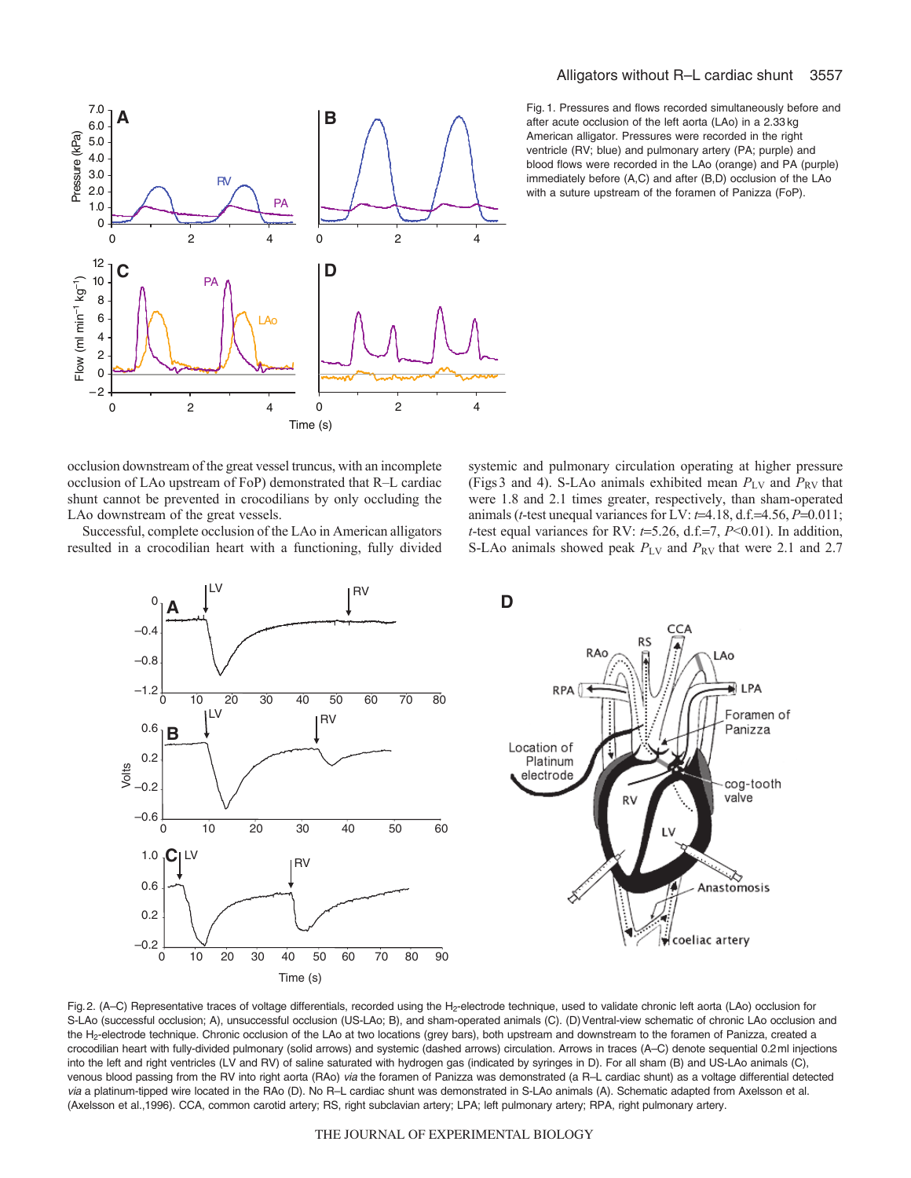Fig. 1. Pressures and flows recorded simultaneously before and after acute occlusion of the left aorta (LAo) in a 2.33 kg American alligator. Pressures were recorded in the right ventricle (RV; blue) and pulmonary artery (PA; purple) and blood flows were recorded in the LAo (orange) and PA (purple) immediately before (A,C) and after (B,D) occlusion of the LAo with a suture upstream of the foramen of Panizza (FoP).

occlusion downstream of the great vessel truncus, with an incomplete occlusion of LAo upstream of FoP) demonstrated that R–L cardiac shunt cannot be prevented in crocodilians by only occluding the LAo downstream of the great vessels.

Successful, complete occlusion of the LAo in American alligators resulted in a crocodilian heart with a functioning, fully divided systemic and pulmonary circulation operating at higher pressure (Figs 3 and 4). S-LAo animals exhibited mean $P_{LV}$ and $P_{RV}$ that were 1.8 and 2.1 times greater, respectively, than sham-operated animals (*t*-test unequal variances for LV: $t$=4.18, d.f.=4.56, $P$=0.011; *t*-test equal variances for RV: $t$=5.26, d.f.=7, $P$<0.01). In addition, S-LAo animals showed peak $P_{LV}$ and $P_{RV}$ that were 2.1 and 2.7

Fig. 2. (A–C) Representative traces of voltage differentials, recorded using the $H_2$-electrode technique, used to validate chronic left aorta (LAo) occlusion for S-LAo (successful occlusion; A), unsuccessful occlusion (US-LAo; B), and sham-operated animals (C). (D) Ventral-view schematic of chronic LAo occlusion and the $H_2$-electrode technique. Chronic occlusion of the LAo at two locations (grey bars), both upstream and downstream to the foramen of Panizza, created a crocodilian heart with fully-divided pulmonary (solid arrows) and systemic (dashed arrows) circulation. Arrows in traces (A–C) denote sequential 0.2 ml injections into the left and right ventricles (LV and RV) of saline saturated with hydrogen gas (indicated by syringes in D). For all sham (B) and US-LAo animals (C), venous blood passing from the RV into right aorta (RAo) *via* the foramen of Panizza was demonstrated (a R–L cardiac shunt) as a voltage differential detected *via* a platinum-tipped wire located in the RAo (D). No R–L cardiac shunt was demonstrated in S-LAo animals (A). Schematic adapted from Axelsson et al. (Axelsson et al.,1996). CCA, common carotid artery; RS, right subclavian artery; LPA; left pulmonary artery; RPA, right pulmonary artery.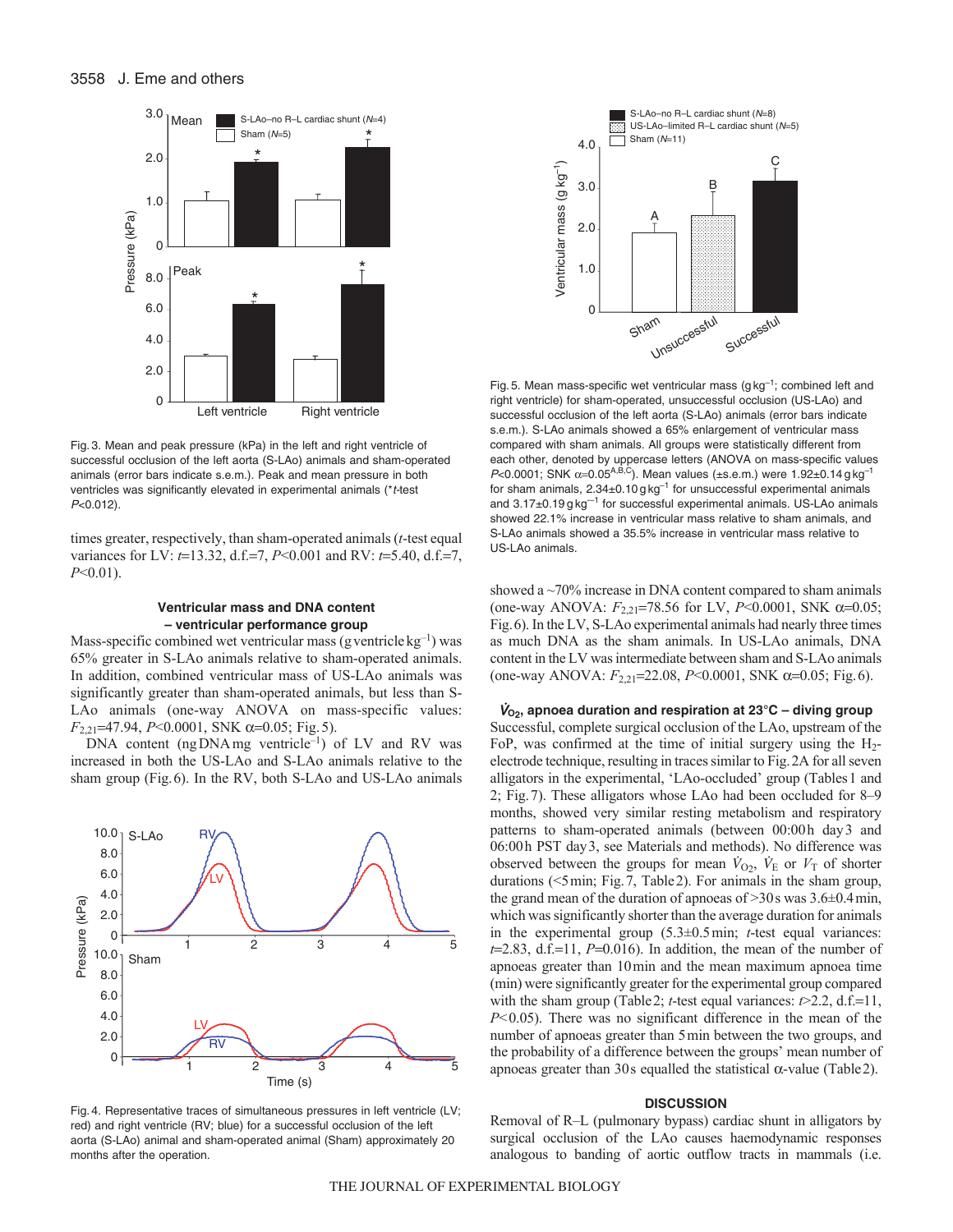Fig. 3. Mean and peak pressure (kPa) in the left and right ventricle of successful occlusion of the left aorta (S-LAo) animals and sham-operated animals (error bars indicate s.e.m.). Peak and mean pressure in both ventricles was significantly elevated in experimental animals (*$t$-test $P$<0.012).

times greater, respectively, than sham-operated animals ($t$-test equal variances for LV: $t$=13.32, d.f.=7, $P$<0.001 and RV: $t$=5.40, d.f.=7, $P$<0.01).

### Ventricular mass and DNA content – ventricular performance group

Mass-specific combined wet ventricular mass (g ventricle kg$^{-1}$) was 65% greater in S-LAo animals relative to sham-operated animals. In addition, combined ventricular mass of US-LAo animals was significantly greater than sham-operated animals, but less than S-LAo animals (one-way ANOVA on mass-specific values: $F_{2,21}$=47.94, $P$<0.0001, SNK $\alpha$=0.05; Fig. 5).

DNA content (ng DNA mg ventricle$^{-1}$) of LV and RV was increased in both the US-LAo and S-LAo animals relative to the sham group (Fig. 6). In the RV, both S-LAo and US-LAo animals showed a ~70% increase in DNA content compared to sham animals (one-way ANOVA: $F_{2,21}$=78.56 for LV, $P$<0.0001, SNK $\alpha$=0.05; Fig. 6). In the LV, S-LAo experimental animals had nearly three times as much DNA as the sham animals. In US-LAo animals, DNA content in the LV was intermediate between sham and S-LAo animals (one-way ANOVA: $F_{2,21}$=22.08, $P$<0.0001, SNK $\alpha$=0.05; Fig. 6).

Fig. 4. Representative traces of simultaneous pressures in left ventricle (LV; red) and right ventricle (RV; blue) for a successful occlusion of the left aorta (S-LAo) animal and sham-operated animal (Sham) approximately 20 months after the operation.

Fig. 5. Mean mass-specific wet ventricular mass (g kg$^{-1}$; combined left and right ventricle) for sham-operated, unsuccessful occlusion (US-LAo) and successful occlusion of the left aorta (S-LAo) animals (error bars indicate s.e.m.). S-LAo animals showed a 65% enlargement of ventricular mass compared with sham animals. All groups were statistically different from each other, denoted by uppercase letters (ANOVA on mass-specific values $P$<0.0001; SNK $\alpha$=0.05[A,B,C]). Mean values (±s.e.m.) were 1.92±0.14 g kg$^{-1}$ for sham animals, 2.34±0.10 g kg$^{-1}$ for unsuccessful experimental animals and 3.17±0.19 g kg$^{-1}$ for successful experimental animals. US-LAo animals showed 22.1% increase in ventricular mass relative to sham animals, and S-LAo animals showed a 35.5% increase in ventricular mass relative to US-LAo animals.

### $\dot{V}_{O_2}$, apnoea duration and respiration at 23°C – diving group

Successful, complete surgical occlusion of the LAo, upstream of the FoP, was confirmed at the time of initial surgery using the $H_2$-electrode technique, resulting in traces similar to Fig. 2A for all seven alligators in the experimental, 'LAo-occluded' group (Tables 1 and 2; Fig. 7). These alligators whose LAo had been occluded for 8–9 months, showed very similar resting metabolism and respiratory patterns to sham-operated animals (between 00:00 h day 3 and 06:00 h PST day 3, see Materials and methods). No difference was observed between the groups for mean $\dot{V}_{O_2}$, $\dot{V}_E$ or $V_T$ of shorter durations (<5 min; Fig. 7, Table 2). For animals in the sham group, the grand mean of the duration of apnoeas of >30 s was 3.6±0.4 min, which was significantly shorter than the average duration for animals in the experimental group (5.3±0.5 min; $t$-test equal variances: $t$=2.83, d.f.=11, $P$=0.016). In addition, the mean of the number of apnoeas greater than 10 min and the mean maximum apnoea time (min) were significantly greater for the experimental group compared with the sham group (Table 2; $t$-test equal variances: $t$>2.2, d.f.=11, $P$<0.05). There was no significant difference in the mean of the number of apnoeas greater than 5 min between the two groups, and the probability of a difference between the groups' mean number of apnoeas greater than 30 s equalled the statistical $\alpha$-value (Table 2).

## DISCUSSION

Removal of R–L (pulmonary bypass) cardiac shunt in alligators by surgical occlusion of the LAo causes haemodynamic responses analogous to banding of aortic outflow tracts in mammals (i.e.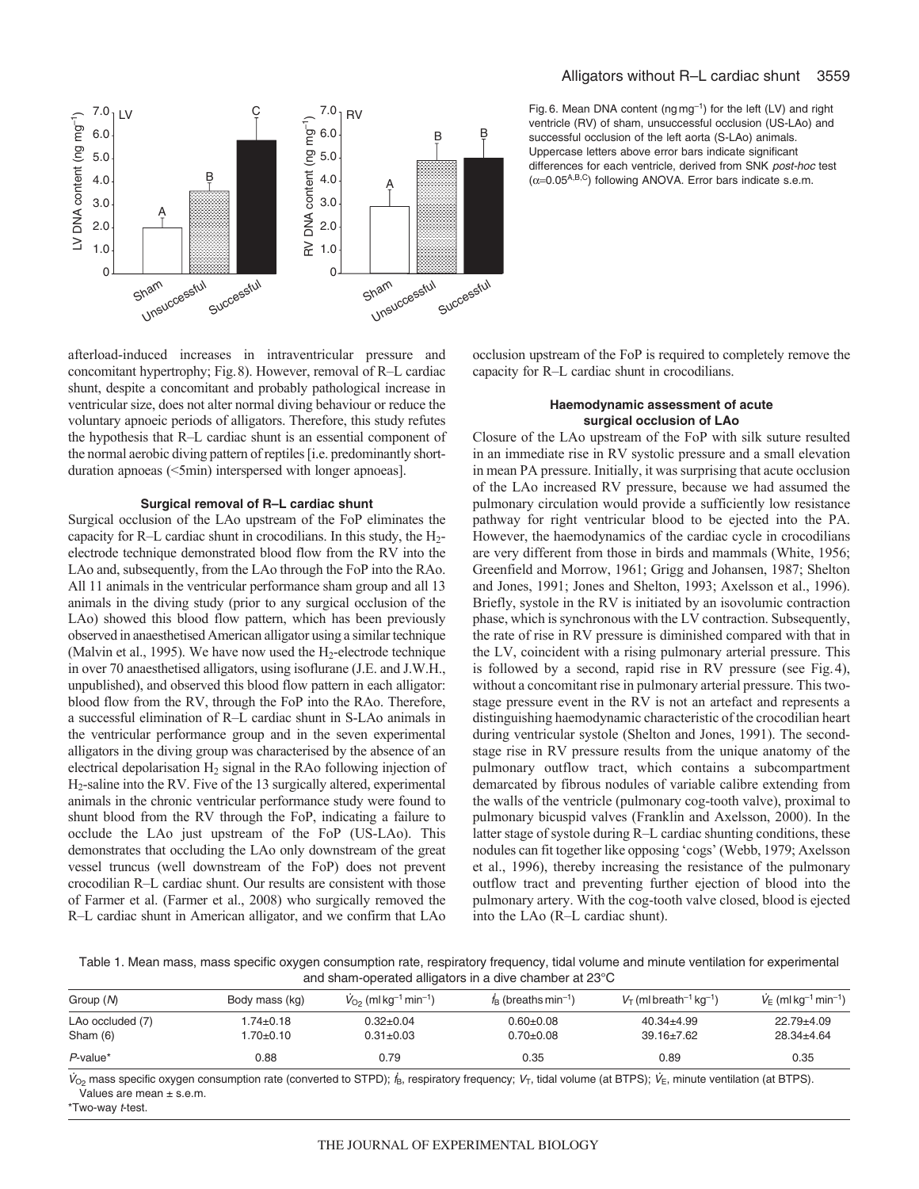Fig. 6. Mean DNA content (ng mg$^{-1}$) for the left (LV) and right ventricle (RV) of sham, unsuccessful occlusion (US-LAo) and successful occlusion of the left aorta (S-LAo) animals. Uppercase letters above error bars indicate significant differences for each ventricle, derived from SNK *post-hoc* test ($\alpha$=0.05$^{A,B,C}$) following ANOVA. Error bars indicate s.e.m.

afterload-induced increases in intraventricular pressure and concomitant hypertrophy; Fig. 8). However, removal of R–L cardiac shunt, despite a concomitant and probably pathological increase in ventricular size, does not alter normal diving behaviour or reduce the voluntary apnoeic periods of alligators. Therefore, this study refutes the hypothesis that R–L cardiac shunt is an essential component of the normal aerobic diving pattern of reptiles [i.e. predominantly short-duration apnoeas (<5 min) interspersed with longer apnoeas].

### Surgical removal of R–L cardiac shunt

Surgical occlusion of the LAo upstream of the FoP eliminates the capacity for R–L cardiac shunt in crocodilians. In this study, the $H_2$-electrode technique demonstrated blood flow from the RV into the LAo and, subsequently, from the LAo through the FoP into the RAo. All 11 animals in the ventricular performance sham group and all 13 animals in the diving study (prior to any surgical occlusion of the LAo) showed this blood flow pattern, which has been previously observed in anaesthetised American alligator using a similar technique (Malvin et al., 1995). We have now used the $H_2$-electrode technique in over 70 anaesthetised alligators, using isoflurane (J.E. and J.W.H., unpublished), and observed this blood flow pattern in each alligator: blood flow from the RV, through the FoP into the RAo. Therefore, a successful elimination of R–L cardiac shunt in S-LAo animals in the ventricular performance group and in the seven experimental alligators in the diving group was characterised by the absence of an electrical depolarisation $H_2$ signal in the RAo following injection of $H_2$-saline into the RV. Five of the 13 surgically altered, experimental animals in the chronic ventricular performance study were found to shunt blood from the RV through the FoP, indicating a failure to occlude the LAo just upstream of the FoP (US-LAo). This demonstrates that occluding the LAo only downstream of the great vessel truncus (well downstream of the FoP) does not prevent crocodilian R–L cardiac shunt. Our results are consistent with those of Farmer et al. (Farmer et al., 2008) who surgically removed the R–L cardiac shunt in American alligator, and we confirm that LAo occlusion upstream of the FoP is required to completely remove the capacity for R–L cardiac shunt in crocodilians.

### Haemodynamic assessment of acute surgical occlusion of LAo

Closure of the LAo upstream of the FoP with silk suture resulted in an immediate rise in RV systolic pressure and a small elevation in mean PA pressure. Initially, it was surprising that acute occlusion of the LAo increased RV pressure, because we had assumed the pulmonary circulation would provide a sufficiently low resistance pathway for right ventricular blood to be ejected into the PA. However, the haemodynamics of the cardiac cycle in crocodilians are very different from those in birds and mammals (White, 1956; Greenfield and Morrow, 1961; Grigg and Johansen, 1987; Shelton and Jones, 1991; Jones and Shelton, 1993; Axelsson et al., 1996). Briefly, systole in the RV is initiated by an isovolumic contraction phase, which is synchronous with the LV contraction. Subsequently, the rate of rise in RV pressure is diminished compared with that in the LV, coincident with a rising pulmonary arterial pressure. This is followed by a second, rapid rise in RV pressure (see Fig. 4), without a concomitant rise in pulmonary arterial pressure. This two-stage pressure event in the RV is not an artefact and represents a distinguishing haemodynamic characteristic of the crocodilian heart during ventricular systole (Shelton and Jones, 1991). The second-stage rise in RV pressure results from the unique anatomy of the pulmonary outflow tract, which contains a subcompartment demarcated by fibrous nodules of variable calibre extending from the walls of the ventricle (pulmonary cog-tooth valve), proximal to pulmonary bicuspid valves (Franklin and Axelsson, 2000). In the latter stage of systole during R–L cardiac shunting conditions, these nodules can fit together like opposing 'cogs' (Webb, 1979; Axelsson et al., 1996), thereby increasing the resistance of the pulmonary outflow tract and preventing further ejection of blood into the pulmonary artery. With the cog-tooth valve closed, blood is ejected into the LAo (R–L cardiac shunt).

Table 1. Mean mass, mass specific oxygen consumption rate, respiratory frequency, tidal volume and minute ventilation for experimental and sham-operated alligators in a dive chamber at 23°C

| Group (*N*) | Body mass (kg) | $\dot{V}_{O_2}$ (ml kg$^{-1}$ min$^{-1}$) | $f_B$ (breaths min$^{-1}$) | $V_T$ (ml breath$^{-1}$ kg$^{-1}$) | $\dot{V}_E$ (ml kg$^{-1}$ min$^{-1}$) |
|---|---|---|---|---|---|
| LAo occluded (7) | 1.74±0.18 | 0.32±0.04 | 0.60±0.08 | 40.34±4.99 | 22.79±4.09 |
| Sham (6) | 1.70±0.10 | 0.31±0.03 | 0.70±0.08 | 39.16±7.62 | 28.34±4.64 |
| *P*-value* | 0.88 | 0.79 | 0.35 | 0.89 | 0.35 |

$\dot{V}_{O_2}$ mass specific oxygen consumption rate (converted to STPD); $f_B$, respiratory frequency; $V_T$, tidal volume (at BTPS); $\dot{V}_E$, minute ventilation (at BTPS).
Values are mean ± s.e.m.
*Two-way *t*-test.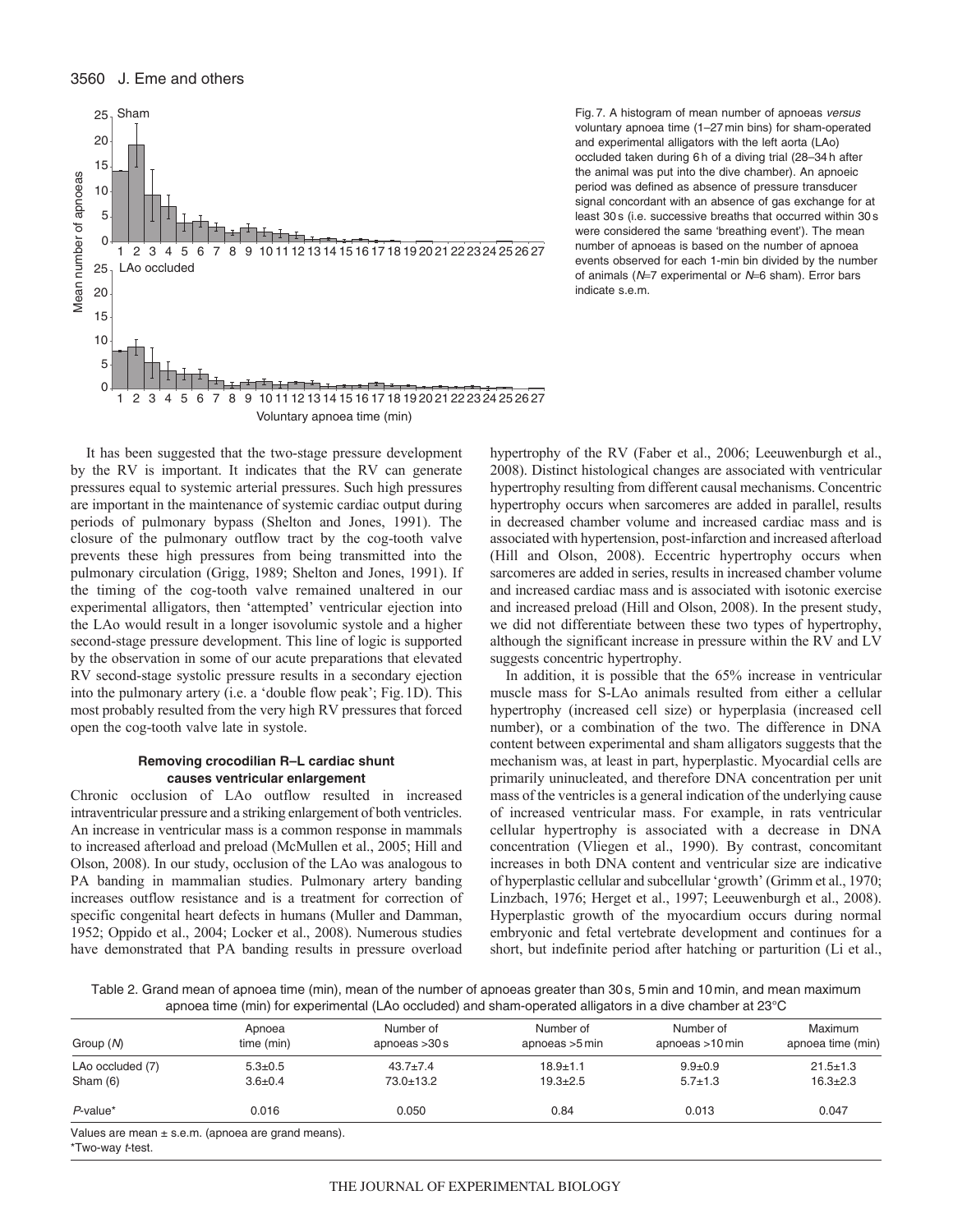Fig. 7. A histogram of mean number of apnoeas *versus* voluntary apnoea time (1–27 min bins) for sham-operated and experimental alligators with the left aorta (LAo) occluded taken during 6 h of a diving trial (28–34 h after the animal was put into the dive chamber). An apnoeic period was defined as absence of pressure transducer signal concordant with an absence of gas exchange for at least 30 s (i.e. successive breaths that occurred within 30 s were considered the same 'breathing event'). The mean number of apnoeas is based on the number of apnoea events observed for each 1-min bin divided by the number of animals ($N$=7 experimental or $N$=6 sham). Error bars indicate s.e.m.

It has been suggested that the two-stage pressure development by the RV is important. It indicates that the RV can generate pressures equal to systemic arterial pressures. Such high pressures are important in the maintenance of systemic cardiac output during periods of pulmonary bypass (Shelton and Jones, 1991). The closure of the pulmonary outflow tract by the cog-tooth valve prevents these high pressures from being transmitted into the pulmonary circulation (Grigg, 1989; Shelton and Jones, 1991). If the timing of the cog-tooth valve remained unaltered in our experimental alligators, then 'attempted' ventricular ejection into the LAo would result in a longer isovolumic systole and a higher second-stage pressure development. This line of logic is supported by the observation in some of our acute preparations that elevated RV second-stage systolic pressure results in a secondary ejection into the pulmonary artery (i.e. a 'double flow peak'; Fig. 1D). This most probably resulted from the very high RV pressures that forced open the cog-tooth valve late in systole.

### Removing crocodilian R–L cardiac shunt causes ventricular enlargement

Chronic occlusion of LAo outflow resulted in increased intraventricular pressure and a striking enlargement of both ventricles. An increase in ventricular mass is a common response in mammals to increased afterload and preload (McMullen et al., 2005; Hill and Olson, 2008). In our study, occlusion of the LAo was analogous to PA banding in mammalian studies. Pulmonary artery banding increases outflow resistance and is a treatment for correction of specific congenital heart defects in humans (Muller and Damman, 1952; Oppido et al., 2004; Locker et al., 2008). Numerous studies have demonstrated that PA banding results in pressure overload hypertrophy of the RV (Faber et al., 2006; Leeuwenburgh et al., 2008). Distinct histological changes are associated with ventricular hypertrophy resulting from different causal mechanisms. Concentric hypertrophy occurs when sarcomeres are added in parallel, results in decreased chamber volume and increased cardiac mass and is associated with hypertension, post-infarction and increased afterload (Hill and Olson, 2008). Eccentric hypertrophy occurs when sarcomeres are added in series, results in increased chamber volume and increased cardiac mass and is associated with isotonic exercise and increased preload (Hill and Olson, 2008). In the present study, we did not differentiate between these two types of hypertrophy, although the significant increase in pressure within the RV and LV suggests concentric hypertrophy.

In addition, it is possible that the 65% increase in ventricular muscle mass for S-LAo animals resulted from either a cellular hypertrophy (increased cell size) or hyperplasia (increased cell number), or a combination of the two. The difference in DNA content between experimental and sham alligators suggests that the mechanism was, at least in part, hyperplastic. Myocardial cells are primarily uninucleated, and therefore DNA concentration per unit mass of the ventricles is a general indication of the underlying cause of increased ventricular mass. For example, in rats ventricular cellular hypertrophy is associated with a decrease in DNA concentration (Vliegen et al., 1990). By contrast, concomitant increases in both DNA content and ventricular size are indicative of hyperplastic cellular and subcellular 'growth' (Grimm et al., 1970; Linzbach, 1976; Herget et al., 1997; Leeuwenburgh et al., 2008). Hyperplastic growth of the myocardium occurs during normal embryonic and fetal vertebrate development and continues for a short, but indefinite period after hatching or parturition (Li et al.,

Table 2. Grand mean of apnoea time (min), mean of the number of apnoeas greater than 30 s, 5 min and 10 min, and mean maximum apnoea time (min) for experimental (LAo occluded) and sham-operated alligators in a dive chamber at 23°C

| Group ($N$) | Apnoea time (min) | Number of apnoeas >30 s | Number of apnoeas >5 min | Number of apnoeas >10 min | Maximum apnoea time (min) |
|---|---|---|---|---|---|
| LAo occluded (7) | 5.3±0.5 | 43.7±7.4 | 18.9±1.1 | 9.9±0.9 | 21.5±1.3 |
| Sham (6) | 3.6±0.4 | 73.0±13.2 | 19.3±2.5 | 5.7±1.3 | 16.3±2.3 |
| $P$-value* | 0.016 | 0.050 | 0.84 | 0.013 | 0.047 |

Values are mean ± s.e.m. (apnoea are grand means).

*Two-way $t$-test.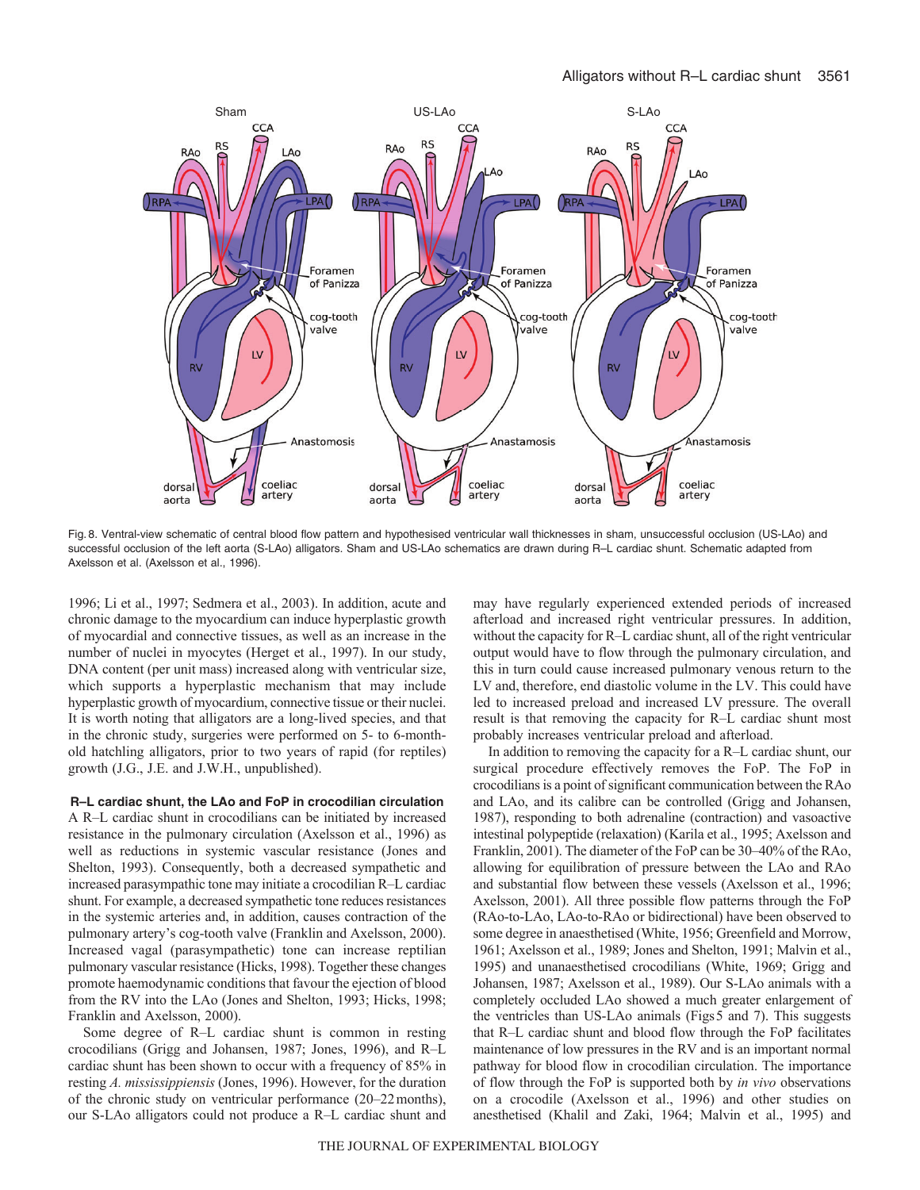Fig. 8. Ventral-view schematic of central blood flow pattern and hypothesised ventricular wall thicknesses in sham, unsuccessful occlusion (US-LAo) and successful occlusion of the left aorta (S-LAo) alligators. Sham and US-LAo schematics are drawn during R–L cardiac shunt. Schematic adapted from Axelsson et al. (Axelsson et al., 1996).

1996; Li et al., 1997; Sedmera et al., 2003). In addition, acute and chronic damage to the myocardium can induce hyperplastic growth of myocardial and connective tissues, as well as an increase in the number of nuclei in myocytes (Herget et al., 1997). In our study, DNA content (per unit mass) increased along with ventricular size, which supports a hyperplastic mechanism that may include hyperplastic growth of myocardium, connective tissue or their nuclei. It is worth noting that alligators are a long-lived species, and that in the chronic study, surgeries were performed on 5- to 6-month-old hatchling alligators, prior to two years of rapid (for reptiles) growth (J.G., J.E. and J.W.H., unpublished).

### R–L cardiac shunt, the LAo and FoP in crocodilian circulation

A R–L cardiac shunt in crocodilians can be initiated by increased resistance in the pulmonary circulation (Axelsson et al., 1996) as well as reductions in systemic vascular resistance (Jones and Shelton, 1993). Consequently, both a decreased sympathetic and increased parasympathetic tone may initiate a crocodilian R–L cardiac shunt. For example, a decreased sympathetic tone reduces resistances in the systemic arteries and, in addition, causes contraction of the pulmonary artery's cog-tooth valve (Franklin and Axelsson, 2000). Increased vagal (parasympathetic) tone can increase reptilian pulmonary vascular resistance (Hicks, 1998). Together these changes promote haemodynamic conditions that favour the ejection of blood from the RV into the LAo (Jones and Shelton, 1993; Hicks, 1998; Franklin and Axelsson, 2000).

Some degree of R–L cardiac shunt is common in resting crocodilians (Grigg and Johansen, 1987; Jones, 1996), and R–L cardiac shunt has been shown to occur with a frequency of 85% in resting *A. mississippiensis* (Jones, 1996). However, for the duration of the chronic study on ventricular performance (20–22 months), our S-LAo alligators could not produce a R–L cardiac shunt and may have regularly experienced extended periods of increased afterload and increased right ventricular pressures. In addition, without the capacity for R–L cardiac shunt, all of the right ventricular output would have to flow through the pulmonary circulation, and this in turn could cause increased pulmonary venous return to the LV and, therefore, end diastolic volume in the LV. This could have led to increased preload and increased LV pressure. The overall result is that removing the capacity for R–L cardiac shunt most probably increases ventricular preload and afterload.

In addition to removing the capacity for a R–L cardiac shunt, our surgical procedure effectively removes the FoP. The FoP in crocodilians is a point of significant communication between the RAo and LAo, and its calibre can be controlled (Grigg and Johansen, 1987), responding to both adrenaline (contraction) and vasoactive intestinal polypeptide (relaxation) (Karila et al., 1995; Axelsson and Franklin, 2001). The diameter of the FoP can be 30–40% of the RAo, allowing for equilibration of pressure between the LAo and RAo and substantial flow between these vessels (Axelsson et al., 1996; Axelsson, 2001). All three possible flow patterns through the FoP (RAo-to-LAo, LAo-to-RAo or bidirectional) have been observed to some degree in anaesthetised (White, 1956; Greenfield and Morrow, 1961; Axelsson et al., 1989; Jones and Shelton, 1991; Malvin et al., 1995) and unanaesthetised crocodilians (White, 1969; Grigg and Johansen, 1987; Axelsson et al., 1989). Our S-LAo animals with a completely occluded LAo showed a much greater enlargement of the ventricles than US-LAo animals (Figs 5 and 7). This suggests that R–L cardiac shunt and blood flow through the FoP facilitates maintenance of low pressures in the RV and is an important normal pathway for blood flow in crocodilian circulation. The importance of flow through the FoP is supported both by *in vivo* observations on a crocodile (Axelsson et al., 1996) and other studies on anesthetised (Khalil and Zaki, 1964; Malvin et al., 1995) and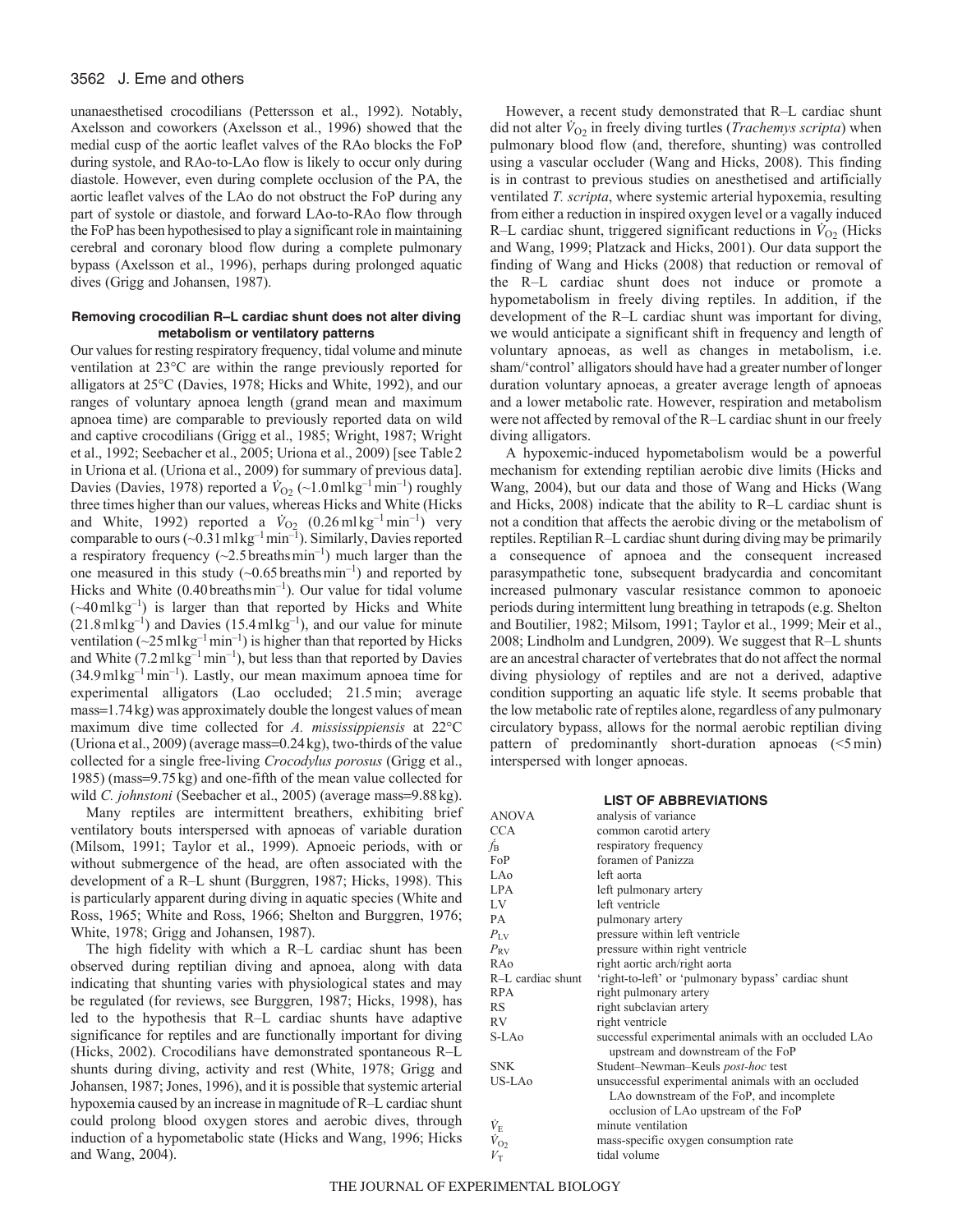unanaesthetised crocodilians (Pettersson et al., 1992). Notably, Axelsson and coworkers (Axelsson et al., 1996) showed that the medial cusp of the aortic leaflet valves of the RAo blocks the FoP during systole, and RAo-to-LAo flow is likely to occur only during diastole. However, even during complete occlusion of the PA, the aortic leaflet valves of the LAo do not obstruct the FoP during any part of systole or diastole, and forward LAo-to-RAo flow through the FoP has been hypothesised to play a significant role in maintaining cerebral and coronary blood flow during a complete pulmonary bypass (Axelsson et al., 1996), perhaps during prolonged aquatic dives (Grigg and Johansen, 1987).

#### Removing crocodilian R–L cardiac shunt does not alter diving metabolism or ventilatory patterns

Our values for resting respiratory frequency, tidal volume and minute ventilation at 23°C are within the range previously reported for alligators at 25°C (Davies, 1978; Hicks and White, 1992), and our ranges of voluntary apnoea length (grand mean and maximum apnoea time) are comparable to previously reported data on wild and captive crocodilians (Grigg et al., 1985; Wright, 1987; Wright et al., 1992; Seebacher et al., 2005; Uriona et al., 2009) [see Table 2 in Uriona et al. (Uriona et al., 2009) for summary of previous data]. Davies (Davies, 1978) reported a $\dot{V}_{O_2}$ (~1.0 ml kg$^{-1}$ min$^{-1}$) roughly three times higher than our values, whereas Hicks and White (Hicks and White, 1992) reported a $\dot{V}_{O_2}$ (0.26 ml kg$^{-1}$ min$^{-1}$) very comparable to ours (~0.31 ml kg$^{-1}$ min$^{-1}$). Similarly, Davies reported a respiratory frequency (~2.5 breaths min$^{-1}$) much larger than the one measured in this study (~0.65 breaths min$^{-1}$) and reported by Hicks and White (0.40 breaths min$^{-1}$). Our value for tidal volume (~40 ml kg$^{-1}$) is larger than that reported by Hicks and White (21.8 ml kg$^{-1}$) and Davies (15.4 ml kg$^{-1}$), and our value for minute ventilation (~25 ml kg$^{-1}$ min$^{-1}$) is higher than that reported by Hicks and White (7.2 ml kg$^{-1}$ min$^{-1}$), but less than that reported by Davies (34.9 ml kg$^{-1}$ min$^{-1}$). Lastly, our mean maximum apnoea time for experimental alligators (Lao occluded; 21.5 min; average mass=1.74 kg) was approximately double the longest values of mean maximum dive time collected for *A. mississippiensis* at 22°C (Uriona et al., 2009) (average mass=0.24 kg), two-thirds of the value collected for a single free-living *Crocodylus porosus* (Grigg et al., 1985) (mass=9.75 kg) and one-fifth of the mean value collected for wild *C. johnstoni* (Seebacher et al., 2005) (average mass=9.88 kg).

Many reptiles are intermittent breathers, exhibiting brief ventilatory bouts interspersed with apnoeas of variable duration (Milsom, 1991; Taylor et al., 1999). Apnoeic periods, with or without submergence of the head, are often associated with the development of a R–L shunt (Burggren, 1987; Hicks, 1998). This is particularly apparent during diving in aquatic species (White and Ross, 1965; White and Ross, 1966; Shelton and Burggren, 1976; White, 1978; Grigg and Johansen, 1987).

The high fidelity with which a R–L cardiac shunt has been observed during reptilian diving and apnoea, along with data indicating that shunting varies with physiological states and may be regulated (for reviews, see Burggren, 1987; Hicks, 1998), has led to the hypothesis that R–L cardiac shunts have adaptive significance for reptiles and are functionally important for diving (Hicks, 2002). Crocodilians have demonstrated spontaneous R–L shunts during diving, activity and rest (White, 1978; Grigg and Johansen, 1987; Jones, 1996), and it is possible that systemic arterial hypoxemia caused by an increase in magnitude of R–L cardiac shunt could prolong blood oxygen stores and aerobic dives, through induction of a hypometabolic state (Hicks and Wang, 1996; Hicks and Wang, 2004).

However, a recent study demonstrated that R–L cardiac shunt did not alter $\dot{V}_{O_2}$ in freely diving turtles (*Trachemys scripta*) when pulmonary blood flow (and, therefore, shunting) was controlled using a vascular occluder (Wang and Hicks, 2008). This finding is in contrast to previous studies on anesthetised and artificially ventilated *T. scripta*, where systemic arterial hypoxemia, resulting from either a reduction in inspired oxygen level or a vagally induced R–L cardiac shunt, triggered significant reductions in $\dot{V}_{O_2}$ (Hicks and Wang, 1999; Platzack and Hicks, 2001). Our data support the finding of Wang and Hicks (2008) that reduction or removal of the R–L cardiac shunt does not induce or promote a hypometabolism in freely diving reptiles. In addition, if the development of the R–L cardiac shunt was important for diving, we would anticipate a significant shift in frequency and length of voluntary apnoeas, as well as changes in metabolism, i.e. sham/'control' alligators should have had a greater number of longer duration voluntary apnoeas, a greater average length of apnoeas and a lower metabolic rate. However, respiration and metabolism were not affected by removal of the R–L cardiac shunt in our freely diving alligators.

A hypoxemic-induced hypometabolism would be a powerful mechanism for extending reptilian aerobic dive limits (Hicks and Wang, 2004), but our data and those of Wang and Hicks (Wang and Hicks, 2008) indicate that the ability to R–L cardiac shunt is not a condition that affects the aerobic diving or the metabolism of reptiles. Reptilian R–L cardiac shunt during diving may be primarily a consequence of apnoea and the consequent increased parasympathetic tone, subsequent bradycardia and concomitant increased pulmonary vascular resistance common to aponoeic periods during intermittent lung breathing in tetrapods (e.g. Shelton and Boutilier, 1982; Milsom, 1991; Taylor et al., 1999; Meir et al., 2008; Lindholm and Lundgren, 2009). We suggest that R–L shunts are an ancestral character of vertebrates that do not affect the normal diving physiology of reptiles and are not a derived, adaptive condition supporting an aquatic life style. It seems probable that the low metabolic rate of reptiles alone, regardless of any pulmonary circulatory bypass, allows for the normal aerobic reptilian diving pattern of predominantly short-duration apnoeas (<5 min) interspersed with longer apnoeas.

#### LIST OF ABBREVIATIONS

| | |
|---|---|
| ANOVA | analysis of variance |
| CCA | common carotid artery |
| $f_B$ | respiratory frequency |
| FoP | foramen of Panizza |
| LAo | left aorta |
| LPA | left pulmonary artery |
| LV | left ventricle |
| PA | pulmonary artery |
| $P_{LV}$ | pressure within left ventricle |
| $P_{RV}$ | pressure within right ventricle |
| RAo | right aortic arch/right aorta |
| R–L cardiac shunt | 'right-to-left' or 'pulmonary bypass' cardiac shunt |
| RPA | right pulmonary artery |
| RS | right subclavian artery |
| RV | right ventricle |
| S-LAo | successful experimental animals with an occluded LAo upstream and downstream of the FoP |
| SNK | Student–Newman–Keuls *post-hoc* test |
| US-LAo | unsuccessful experimental animals with an occluded LAo downstream of the FoP, and incomplete occlusion of LAo upstream of the FoP |
| $\dot{V}_E$ | minute ventilation |
| $\dot{V}_{O_2}$ | mass-specific oxygen consumption rate |
| $V_T$ | tidal volume |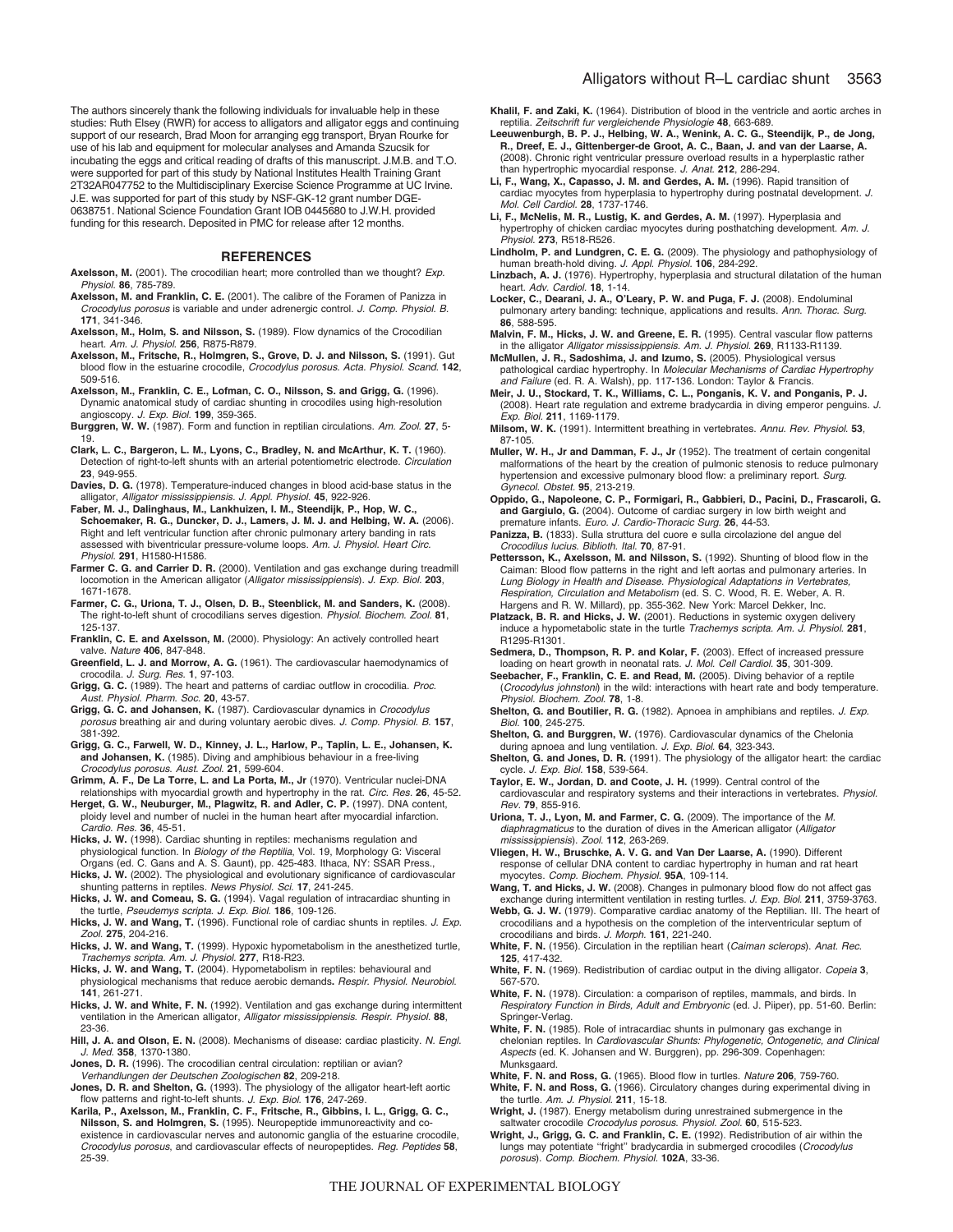The authors sincerely thank the following individuals for invaluable help in these studies: Ruth Elsey (RWR) for access to alligators and alligator eggs and continuing support of our research, Brad Moon for arranging egg transport, Bryan Rourke for use of his lab and equipment for molecular analyses and Amanda Szucsik for incubating the eggs and critical reading of drafts of this manuscript. J.M.B. and T.O. were supported for part of this study by National Institutes Health Training Grant 2T32AR047752 to the Multidisciplinary Exercise Science Programme at UC Irvine. J.E. was supported for part of this study by NSF-GK-12 grant number DGE-0638751. National Science Foundation Grant IOB 0445680 to J.W.H. provided funding for this research. Deposited in PMC for release after 12 months.

## REFERENCES

**Axelsson, M.** (2001). The crocodilian heart; more controlled than we thought? *Exp. Physiol.* **86**, 785-789.

**Axelsson, M. and Franklin, C. E.** (2001). The calibre of the Foramen of Panizza in *Crocodylus porosus* is variable and under adrenergic control. *J. Comp. Physiol. B.* **171**, 341-346.

**Axelsson, M., Holm, S. and Nilsson, S.** (1989). Flow dynamics of the Crocodilian heart. *Am. J. Physiol.* **256**, R875-R879.

**Axelsson, M., Fritsche, R., Holmgren, S., Grove, D. J. and Nilsson, S.** (1991). Gut blood flow in the estuarine crocodile, *Crocodylus porosus*. *Acta. Physiol. Scand.* **142**, 509-516.

**Axelsson, M., Franklin, C. E., Lofman, C. O., Nilsson, S. and Grigg, G.** (1996). Dynamic anatomical study of cardiac shunting in crocodiles using high-resolution angioscopy. *J. Exp. Biol.* **199**, 359-365.

**Burggren, W. W.** (1987). Form and function in reptilian circulations. *Am. Zool.* **27**, 5-19.

**Clark, L. C., Bargeron, L. M., Lyons, C., Bradley, N. and McArthur, K. T.** (1960). Detection of right-to-left shunts with an arterial potentiometric electrode. *Circulation* **23**, 949-955.

**Davies, D. G.** (1978). Temperature-induced changes in blood acid-base status in the alligator, *Alligator mississippiensis*. *J. Appl. Physiol.* **45**, 922-926.

**Faber, M. J., Dalinghaus, M., Lankhuizen, I. M., Steendijk, P., Hop, W. C., Schoemaker, R. G., Duncker, D. J., Lamers, J. M. J. and Helbing, W. A.** (2006). Right and left ventricular function after chronic pulmonary artery banding in rats assessed with biventricular pressure-volume loops. *Am. J. Physiol. Heart Circ. Physiol.* **291**, H1580-H1586.

**Farmer C. G. and Carrier D. R.** (2000). Ventilation and gas exchange during treadmill locomotion in the American alligator (*Alligator mississippiensis*). *J. Exp. Biol.* **203**, 1671-1678.

**Farmer, C. G., Uriona, T. J., Olsen, D. B., Steenblick, M. and Sanders, K.** (2008). The right-to-left shunt of crocodilians serves digestion. *Physiol. Biochem. Zool.* **81**, 125-137.

**Franklin, C. E. and Axelsson, M.** (2000). Physiology: An actively controlled heart valve. *Nature* **406**, 847-848.

**Greenfield, L. J. and Morrow, A. G.** (1961). The cardiovascular haemodynamics of crocodila. *J. Surg. Res.* **1**, 97-103.

**Grigg, G. C.** (1989). The heart and patterns of cardiac outflow in crocodilia. *Proc. Aust. Physiol. Pharm. Soc.* **20**, 43-57.

**Grigg, G. C. and Johansen, K.** (1987). Cardiovascular dynamics in *Crocodylus porosus* breathing air and during voluntary aerobic dives. *J. Comp. Physiol. B.* **157**, 381-392.

**Grigg, G. C., Farwell, W. D., Kinney, J. L., Harlow, P., Taplin, L. E., Johansen, K. and Johansen, K.** (1985). Diving and amphibious behaviour in a free-living *Crocodylus porosus*. *Aust. Zool.* **21**, 599-604.

**Grimm, A. F., De La Torre, L. and La Porta, M., Jr** (1970). Ventricular nuclei-DNA relationships with myocardial growth and hypertrophy in the rat. *Circ. Res.* **26**, 45-52.

**Herget, G. W., Neuburger, M., Plagwitz, R. and Adler, C. P.** (1997). DNA content, ploidy level and number of nuclei in the human heart after myocardial infarction. *Cardio. Res.* **36**, 45-51.

**Hicks, J. W.** (1998). Cardiac shunting in reptiles: mechanisms regulation and physiological function. In *Biology of the Reptilia*, Vol. 19, Morphology G: Visceral Organs (ed. C. Gans and A. S. Gaunt), pp. 425-483. Ithaca, NY: SSAR Press.,

**Hicks, J. W.** (2002). The physiological and evolutionary significance of cardiovascular shunting patterns in reptiles. *News Physiol. Sci.* **17**, 241-245.

**Hicks, J. W. and Comeau, S. G.** (1994). Vagal regulation of intracardiac shunting in the turtle, *Pseudemys scripta*. *J. Exp. Biol.* **186**, 109-126.

**Hicks, J. W. and Wang, T.** (1996). Functional role of cardiac shunts in reptiles. *J. Exp. Zool.* **275**, 204-216.

**Hicks, J. W. and Wang, T.** (1999). Hypoxic hypometabolism in the anesthetized turtle, *Trachemys scripta*. *Am. J. Physiol.* **277**, R18-R23.

**Hicks, J. W. and Wang, T.** (2004). Hypometabolism in reptiles: behavioural and physiological mechanisms that reduce aerobic demands**.** *Respir. Physiol. Neurobiol.* **141**, 261-271.

**Hicks, J. W. and White, F. N.** (1992). Ventilation and gas exchange during intermittent ventilation in the American alligator, *Alligator mississippiensis*. *Respir. Physiol.* **88**, 23-36.

**Hill, J. A. and Olson, E. N.** (2008). Mechanisms of disease: cardiac plasticity. *N. Engl. J. Med.* **358**, 1370-1380.

**Jones, D. R.** (1996). The crocodilian central circulation: reptilian or avian? *Verhandlungen der Deutschen Zoologischen* **82**, 209-218.

**Jones, D. R. and Shelton, G.** (1993). The physiology of the alligator heart-left aortic flow patterns and right-to-left shunts. *J. Exp. Biol.* **176**, 247-269.

**Karila, P., Axelsson, M., Franklin, C. F., Fritsche, R., Gibbins, I. L., Grigg, G. C., Nilsson, S. and Holmgren, S.** (1995). Neuropeptide immunoreactivity and co-existence in cardiovascular nerves and autonomic ganglia of the estuarine crocodile, *Crocodylus porosus*, and cardiovascular effects of neuropeptides. *Reg. Peptides* **58**, 25-39.

**Khalil, F. and Zaki, K.** (1964). Distribution of blood in the ventricle and aortic arches in reptilia. *Zeitschrift fur vergleichende Physiologie* **48**, 663-689.

**Leeuwenburgh, B. P. J., Helbing, W. A., Wenink, A. C. G., Steendijk, P., de Jong, R., Dreef, E. J., Gittenberger-de Groot, A. C., Baan, J. and van der Laarse, A.** (2008). Chronic right ventricular pressure overload results in a hyperplastic rather than hypertrophic myocardial response. *J. Anat.* **212**, 286-294.

**Li, F., Wang, X., Capasso, J. M. and Gerdes, A. M.** (1996). Rapid transition of cardiac myocytes from hyperplasia to hypertrophy during postnatal development. *J. Mol. Cell Cardiol.* **28**, 1737-1746.

**Li, F., McNelis, M. R., Lustig, K. and Gerdes, A. M.** (1997). Hyperplasia and hypertrophy of chicken cardiac myocytes during posthatching development. *Am. J. Physiol.* **273**, R518-R526.

**Lindholm, P. and Lundgren, C. E. G.** (2009). The physiology and pathophysiology of human breath-hold diving. *J. Appl. Physiol.* **106**, 284-292.

**Linzbach, A. J.** (1976). Hypertrophy, hyperplasia and structural dilatation of the human heart. *Adv. Cardiol.* **18**, 1-14.

**Locker, C., Dearani, J. A., O'Leary, P. W. and Puga, F. J.** (2008). Endoluminal pulmonary artery banding: technique, applications and results. *Ann. Thorac. Surg.* **86**, 588-595.

**Malvin, F. M., Hicks, J. W. and Greene, E. R.** (1995). Central vascular flow patterns in the alligator *Alligator mississippiensis*. *Am. J. Physiol.* **269**, R1133-R1139.

**McMullen, J. R., Sadoshima, J. and Izumo, S.** (2005). Physiological versus pathological cardiac hypertrophy. In *Molecular Mechanisms of Cardiac Hypertrophy and Failure* (ed. R. A. Walsh), pp. 117-136. London: Taylor & Francis.

**Meir, J. U., Stockard, T. K., Williams, C. L., Ponganis, K. V. and Ponganis, P. J.** (2008). Heart rate regulation and extreme bradycardia in diving emperor penguins. *J. Exp. Biol.* **211**, 1169-1179.

**Milsom, W. K.** (1991). Intermittent breathing in vertebrates. *Annu. Rev. Physiol.* **53**, 87-105.

**Muller, W. H., Jr and Damman, F. J., Jr** (1952). The treatment of certain congenital malformations of the heart by the creation of pulmonic stenosis to reduce pulmonary hypertension and excessive pulmonary blood flow: a preliminary report. *Surg. Gynecol. Obstet.* **95**, 213-219.

**Oppido, G., Napoleone, C. P., Formigari, R., Gabbieri, D., Pacini, D., Frascaroli, G. and Gargiulo, G.** (2004). Outcome of cardiac surgery in low birth weight and premature infants. *Euro. J. Cardio-Thoracic Surg.* **26**, 44-53.

**Panizza, B.** (1833). Sulla struttura del cuore e sulla circolazione del angue del *Crocodilus lucius*. *Biblioth. Ital.* **70**, 87-91.

**Pettersson, K., Axelsson, M. and Nilsson, S.** (1992). Shunting of blood flow in the Caiman: Blood flow patterns in the right and left aortas and pulmonary arteries. In *Lung Biology in Health and Disease. Physiological Adaptations in Vertebrates, Respiration, Circulation and Metabolism* (ed. S. C. Wood, R. E. Weber, A. R. Hargens and R. W. Millard), pp. 355-362. New York: Marcel Dekker, Inc.

**Platzack, B. R. and Hicks, J. W.** (2001). Reductions in systemic oxygen delivery induce a hypometabolic state in the turtle *Trachemys scripta*. *Am. J. Physiol.* **281**, R1295-R1301.

**Sedmera, D., Thompson, R. P. and Kolar, F.** (2003). Effect of increased pressure loading on heart growth in neonatal rats. *J. Mol. Cell Cardiol.* **35**, 301-309.

**Seebacher, F., Franklin, C. E. and Read, M.** (2005). Diving behavior of a reptile (*Crocodylus johnstoni*) in the wild: interactions with heart rate and body temperature. *Physiol. Biochem. Zool.* **78**, 1-8.

**Shelton, G. and Boutilier, R. G.** (1982). Apnoea in amphibians and reptiles. *J. Exp. Biol.* **100**, 245-275.

**Shelton, G. and Burggren, W.** (1976). Cardiovascular dynamics of the Chelonia during apnoea and lung ventilation. *J. Exp. Biol.* **64**, 323-343.

**Shelton, G. and Jones, D. R.** (1991). The physiology of the alligator heart: the cardiac cycle. *J. Exp. Biol.* **158**, 539-564.

**Taylor, E. W., Jordan, D. and Coote, J. H.** (1999). Central control of the cardiovascular and respiratory systems and their interactions in vertebrates. *Physiol. Rev.* **79**, 855-916.

**Uriona, T. J., Lyon, M. and Farmer, C. G.** (2009). The importance of the *M. diaphragmaticus* to the duration of dives in the American alligator (*Alligator mississippiensis*). *Zool.* **112**, 263-269.

**Vliegen, H. W., Bruschke, A. V. G. and Van Der Laarse, A.** (1990). Different response of cellular DNA content to cardiac hypertrophy in human and rat heart myocytes. *Comp. Biochem. Physiol.* **95A**, 109-114.

**Wang, T. and Hicks, J. W.** (2008). Changes in pulmonary blood flow do not affect gas exchange during intermittent ventilation in resting turtles. *J. Exp. Biol.* **211**, 3759-3763.

**Webb, G. J. W.** (1979). Comparative cardiac anatomy of the Reptilian. III. The heart of crocodilians and a hypothesis on the completion of the interventricular septum of crocodilians and birds. *J. Morph.* **161**, 221-240.

**White, F. N.** (1956). Circulation in the reptilian heart (*Caiman sclerops*). *Anat. Rec.* **125**, 417-432.

**White, F. N.** (1969). Redistribution of cardiac output in the diving alligator. *Copeia* **3**, 567-570.

**White, F. N.** (1978). Circulation: a comparison of reptiles, mammals, and birds. In *Respiratory Function in Birds, Adult and Embryonic* (ed. J. Piiper), pp. 51-60. Berlin: Springer-Verlag.

**White, F. N.** (1985). Role of intracardiac shunts in pulmonary gas exchange in chelonian reptiles. In *Cardiovascular Shunts: Phylogenetic, Ontogenetic, and Clinical Aspects* (ed. K. Johansen and W. Burggren), pp. 296-309. Copenhagen: Munksgaard.

**White, F. N. and Ross, G.** (1965). Blood flow in turtles. *Nature* **206**, 759-760.

**White, F. N. and Ross, G.** (1966). Circulatory changes during experimental diving in the turtle. *Am. J. Physiol.* **211**, 15-18.

**Wright, J.** (1987). Energy metabolism during unrestrained submergence in the saltwater crocodile *Crocodylus porosus*. *Physiol. Zool.* **60**, 515-523.

**Wright, J., Grigg, G. C. and Franklin, C. E.** (1992). Redistribution of air within the lungs may potentiate "fright" bradycardia in submerged crocodiles (*Crocodylus porosus*). *Comp. Biochem. Physiol.* **102A**, 33-36.